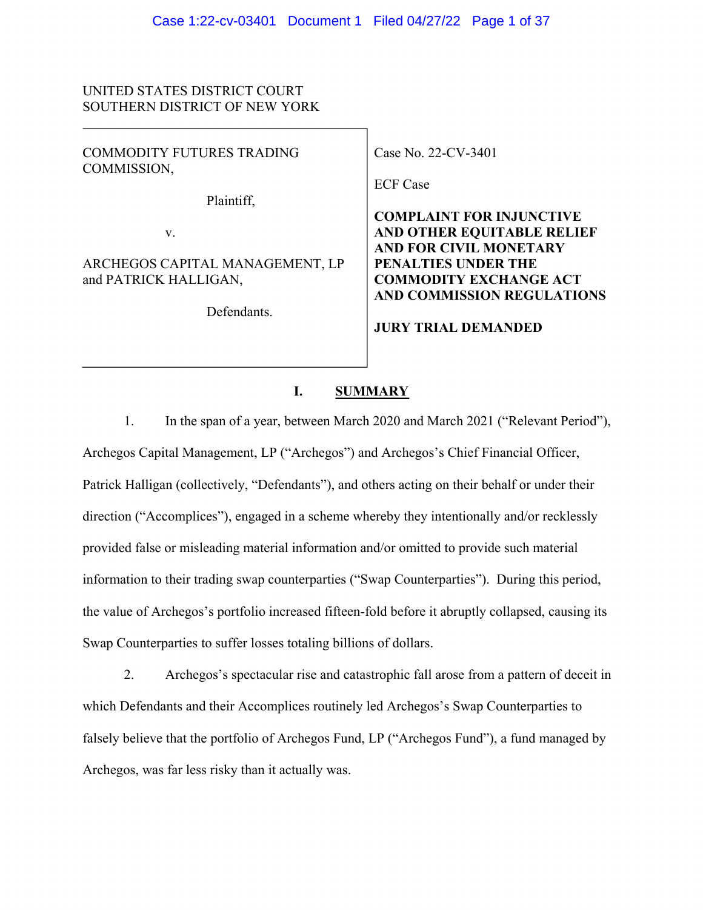UNITED STATES DISTRICT COURT
SOUTHERN DISTRICT OF NEW YORK

| | |
|---|---|
| COMMODITY FUTURES TRADING COMMISSION,<br><br>Plaintiff,<br><br>v.<br><br>ARCHEGOS CAPITAL MANAGEMENT, LP and PATRICK HALLIGAN,<br><br>Defendants. | Case No. 22-CV-3401<br><br>ECF Case<br><br>**COMPLAINT FOR INJUNCTIVE AND OTHER EQUITABLE RELIEF AND FOR CIVIL MONETARY PENALTIES UNDER THE COMMODITY EXCHANGE ACT AND COMMISSION REGULATIONS**<br><br>**JURY TRIAL DEMANDED** |

## I. SUMMARY

1. In the span of a year, between March 2020 and March 2021 ("Relevant Period"), Archegos Capital Management, LP ("Archegos") and Archegos's Chief Financial Officer, Patrick Halligan (collectively, "Defendants"), and others acting on their behalf or under their direction ("Accomplices"), engaged in a scheme whereby they intentionally and/or recklessly provided false or misleading material information and/or omitted to provide such material information to their trading swap counterparties ("Swap Counterparties"). During this period, the value of Archegos's portfolio increased fifteen-fold before it abruptly collapsed, causing its Swap Counterparties to suffer losses totaling billions of dollars.

2. Archegos's spectacular rise and catastrophic fall arose from a pattern of deceit in which Defendants and their Accomplices routinely led Archegos's Swap Counterparties to falsely believe that the portfolio of Archegos Fund, LP ("Archegos Fund"), a fund managed by Archegos, was far less risky than it actually was.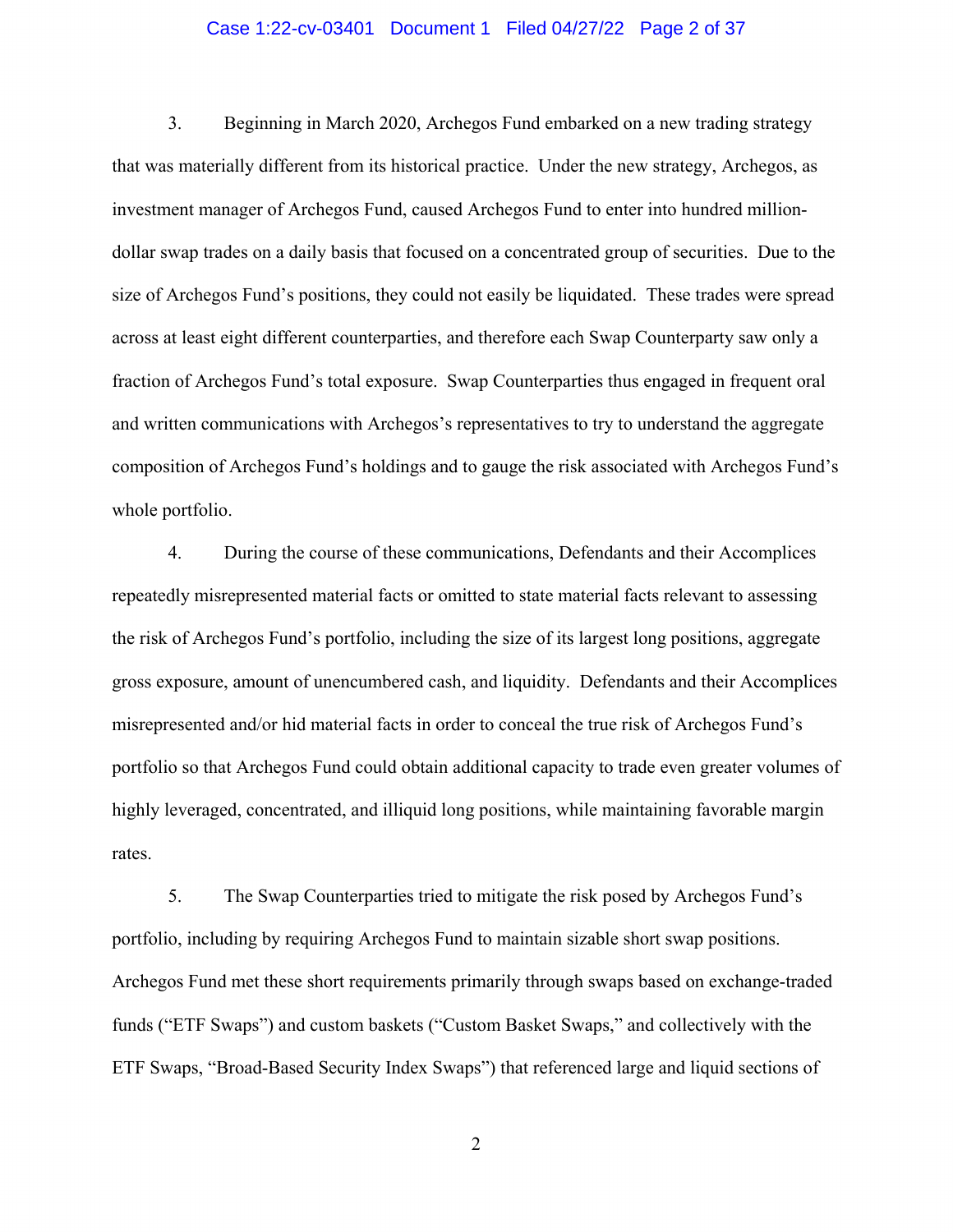3. Beginning in March 2020, Archegos Fund embarked on a new trading strategy that was materially different from its historical practice. Under the new strategy, Archegos, as investment manager of Archegos Fund, caused Archegos Fund to enter into hundred million-dollar swap trades on a daily basis that focused on a concentrated group of securities. Due to the size of Archegos Fund's positions, they could not easily be liquidated. These trades were spread across at least eight different counterparties, and therefore each Swap Counterparty saw only a fraction of Archegos Fund's total exposure. Swap Counterparties thus engaged in frequent oral and written communications with Archegos's representatives to try to understand the aggregate composition of Archegos Fund's holdings and to gauge the risk associated with Archegos Fund's whole portfolio.

4. During the course of these communications, Defendants and their Accomplices repeatedly misrepresented material facts or omitted to state material facts relevant to assessing the risk of Archegos Fund's portfolio, including the size of its largest long positions, aggregate gross exposure, amount of unencumbered cash, and liquidity. Defendants and their Accomplices misrepresented and/or hid material facts in order to conceal the true risk of Archegos Fund's portfolio so that Archegos Fund could obtain additional capacity to trade even greater volumes of highly leveraged, concentrated, and illiquid long positions, while maintaining favorable margin rates.

5. The Swap Counterparties tried to mitigate the risk posed by Archegos Fund's portfolio, including by requiring Archegos Fund to maintain sizable short swap positions. Archegos Fund met these short requirements primarily through swaps based on exchange-traded funds ("ETF Swaps") and custom baskets ("Custom Basket Swaps," and collectively with the ETF Swaps, "Broad-Based Security Index Swaps") that referenced large and liquid sections of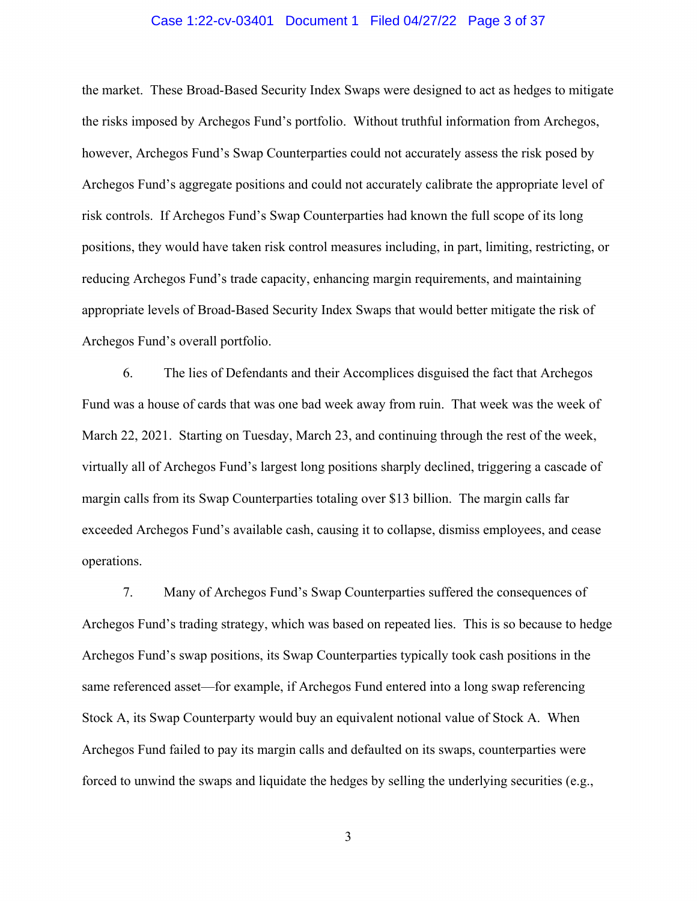the market. These Broad-Based Security Index Swaps were designed to act as hedges to mitigate the risks imposed by Archegos Fund's portfolio. Without truthful information from Archegos, however, Archegos Fund's Swap Counterparties could not accurately assess the risk posed by Archegos Fund's aggregate positions and could not accurately calibrate the appropriate level of risk controls. If Archegos Fund's Swap Counterparties had known the full scope of its long positions, they would have taken risk control measures including, in part, limiting, restricting, or reducing Archegos Fund's trade capacity, enhancing margin requirements, and maintaining appropriate levels of Broad-Based Security Index Swaps that would better mitigate the risk of Archegos Fund's overall portfolio.

6. The lies of Defendants and their Accomplices disguised the fact that Archegos Fund was a house of cards that was one bad week away from ruin. That week was the week of March 22, 2021. Starting on Tuesday, March 23, and continuing through the rest of the week, virtually all of Archegos Fund's largest long positions sharply declined, triggering a cascade of margin calls from its Swap Counterparties totaling over $13 billion. The margin calls far exceeded Archegos Fund's available cash, causing it to collapse, dismiss employees, and cease operations.

7. Many of Archegos Fund's Swap Counterparties suffered the consequences of Archegos Fund's trading strategy, which was based on repeated lies. This is so because to hedge Archegos Fund's swap positions, its Swap Counterparties typically took cash positions in the same referenced asset—for example, if Archegos Fund entered into a long swap referencing Stock A, its Swap Counterparty would buy an equivalent notional value of Stock A. When Archegos Fund failed to pay its margin calls and defaulted on its swaps, counterparties were forced to unwind the swaps and liquidate the hedges by selling the underlying securities (e.g.,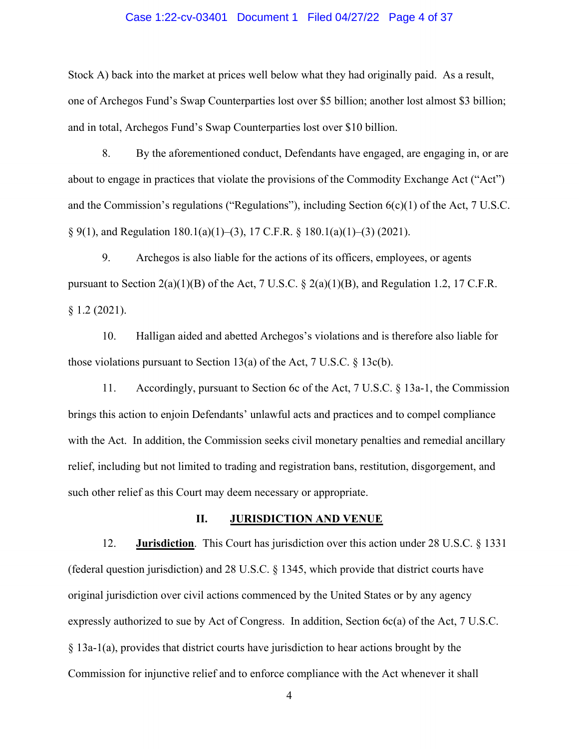Stock A) back into the market at prices well below what they had originally paid. As a result, one of Archegos Fund's Swap Counterparties lost over $5 billion; another lost almost $3 billion; and in total, Archegos Fund's Swap Counterparties lost over $10 billion.

8. By the aforementioned conduct, Defendants have engaged, are engaging in, or are about to engage in practices that violate the provisions of the Commodity Exchange Act ("Act") and the Commission's regulations ("Regulations"), including Section 6(c)(1) of the Act, 7 U.S.C. § 9(1), and Regulation 180.1(a)(1)–(3), 17 C.F.R. § 180.1(a)(1)–(3) (2021).

9. Archegos is also liable for the actions of its officers, employees, or agents pursuant to Section 2(a)(1)(B) of the Act, 7 U.S.C. § 2(a)(1)(B), and Regulation 1.2, 17 C.F.R. § 1.2 (2021).

10. Halligan aided and abetted Archegos's violations and is therefore also liable for those violations pursuant to Section 13(a) of the Act, 7 U.S.C. § 13c(b).

11. Accordingly, pursuant to Section 6c of the Act, 7 U.S.C. § 13a-1, the Commission brings this action to enjoin Defendants' unlawful acts and practices and to compel compliance with the Act. In addition, the Commission seeks civil monetary penalties and remedial ancillary relief, including but not limited to trading and registration bans, restitution, disgorgement, and such other relief as this Court may deem necessary or appropriate.

## II. JURISDICTION AND VENUE

12. **Jurisdiction**. This Court has jurisdiction over this action under 28 U.S.C. § 1331 (federal question jurisdiction) and 28 U.S.C. § 1345, which provide that district courts have original jurisdiction over civil actions commenced by the United States or by any agency expressly authorized to sue by Act of Congress. In addition, Section 6c(a) of the Act, 7 U.S.C. § 13a-1(a), provides that district courts have jurisdiction to hear actions brought by the Commission for injunctive relief and to enforce compliance with the Act whenever it shall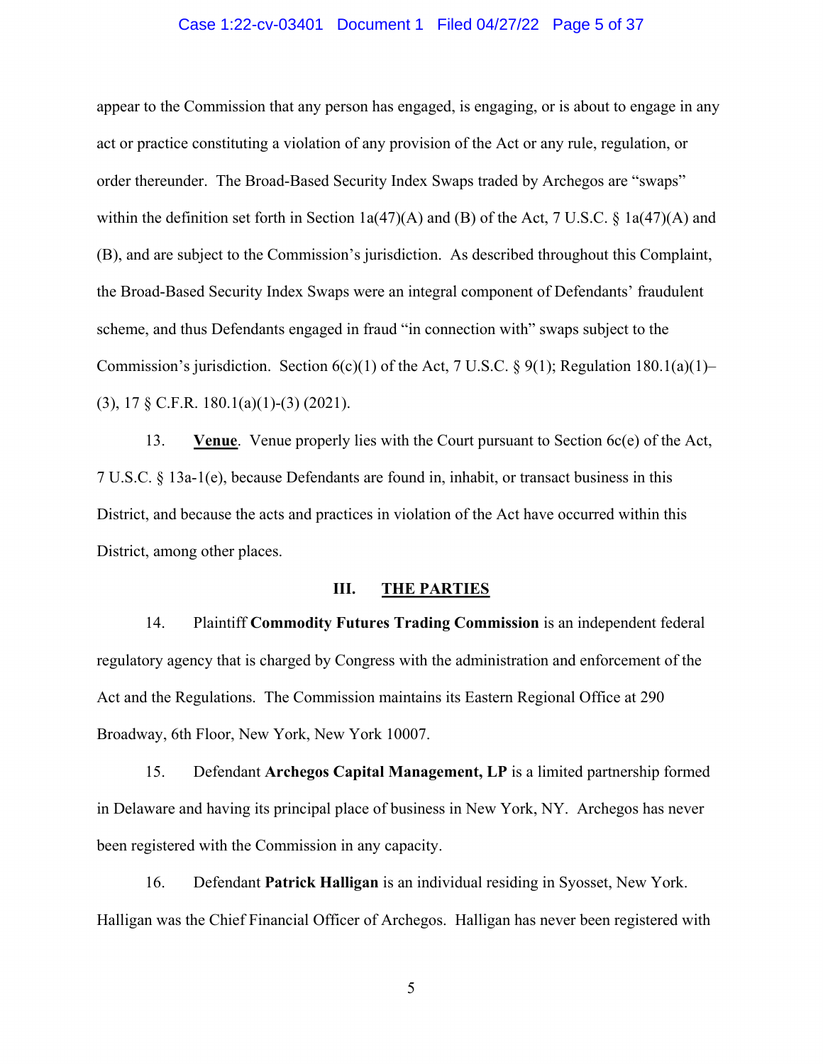appear to the Commission that any person has engaged, is engaging, or is about to engage in any act or practice constituting a violation of any provision of the Act or any rule, regulation, or order thereunder. The Broad-Based Security Index Swaps traded by Archegos are "swaps" within the definition set forth in Section 1a(47)(A) and (B) of the Act, 7 U.S.C. § 1a(47)(A) and (B), and are subject to the Commission's jurisdiction. As described throughout this Complaint, the Broad-Based Security Index Swaps were an integral component of Defendants' fraudulent scheme, and thus Defendants engaged in fraud "in connection with" swaps subject to the Commission's jurisdiction. Section 6(c)(1) of the Act, 7 U.S.C. § 9(1); Regulation 180.1(a)(1)–(3), 17 § C.F.R. 180.1(a)(1)-(3) (2021).

13. **Venue**. Venue properly lies with the Court pursuant to Section 6c(e) of the Act, 7 U.S.C. § 13a-1(e), because Defendants are found in, inhabit, or transact business in this District, and because the acts and practices in violation of the Act have occurred within this District, among other places.

## III. THE PARTIES

14. Plaintiff **Commodity Futures Trading Commission** is an independent federal regulatory agency that is charged by Congress with the administration and enforcement of the Act and the Regulations. The Commission maintains its Eastern Regional Office at 290 Broadway, 6th Floor, New York, New York 10007.

15. Defendant **Archegos Capital Management, LP** is a limited partnership formed in Delaware and having its principal place of business in New York, NY. Archegos has never been registered with the Commission in any capacity.

16. Defendant **Patrick Halligan** is an individual residing in Syosset, New York. Halligan was the Chief Financial Officer of Archegos. Halligan has never been registered with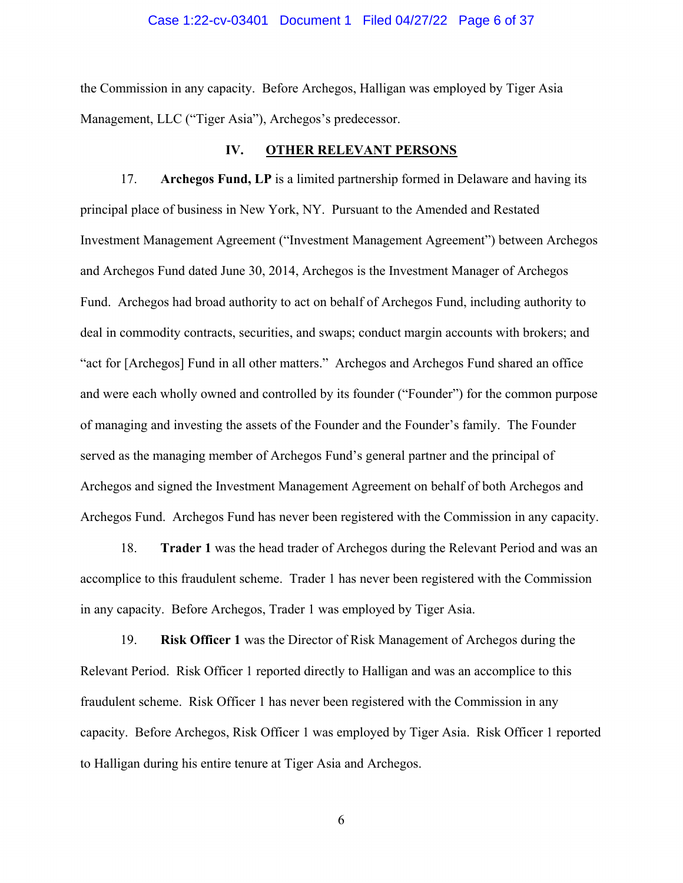the Commission in any capacity. Before Archegos, Halligan was employed by Tiger Asia Management, LLC ("Tiger Asia"), Archegos's predecessor.

## IV. OTHER RELEVANT PERSONS

17. **Archegos Fund, LP** is a limited partnership formed in Delaware and having its principal place of business in New York, NY. Pursuant to the Amended and Restated Investment Management Agreement ("Investment Management Agreement") between Archegos and Archegos Fund dated June 30, 2014, Archegos is the Investment Manager of Archegos Fund. Archegos had broad authority to act on behalf of Archegos Fund, including authority to deal in commodity contracts, securities, and swaps; conduct margin accounts with brokers; and "act for [Archegos] Fund in all other matters." Archegos and Archegos Fund shared an office and were each wholly owned and controlled by its founder ("Founder") for the common purpose of managing and investing the assets of the Founder and the Founder's family. The Founder served as the managing member of Archegos Fund's general partner and the principal of Archegos and signed the Investment Management Agreement on behalf of both Archegos and Archegos Fund. Archegos Fund has never been registered with the Commission in any capacity.

18. **Trader 1** was the head trader of Archegos during the Relevant Period and was an accomplice to this fraudulent scheme. Trader 1 has never been registered with the Commission in any capacity. Before Archegos, Trader 1 was employed by Tiger Asia.

19. **Risk Officer 1** was the Director of Risk Management of Archegos during the Relevant Period. Risk Officer 1 reported directly to Halligan and was an accomplice to this fraudulent scheme. Risk Officer 1 has never been registered with the Commission in any capacity. Before Archegos, Risk Officer 1 was employed by Tiger Asia. Risk Officer 1 reported to Halligan during his entire tenure at Tiger Asia and Archegos.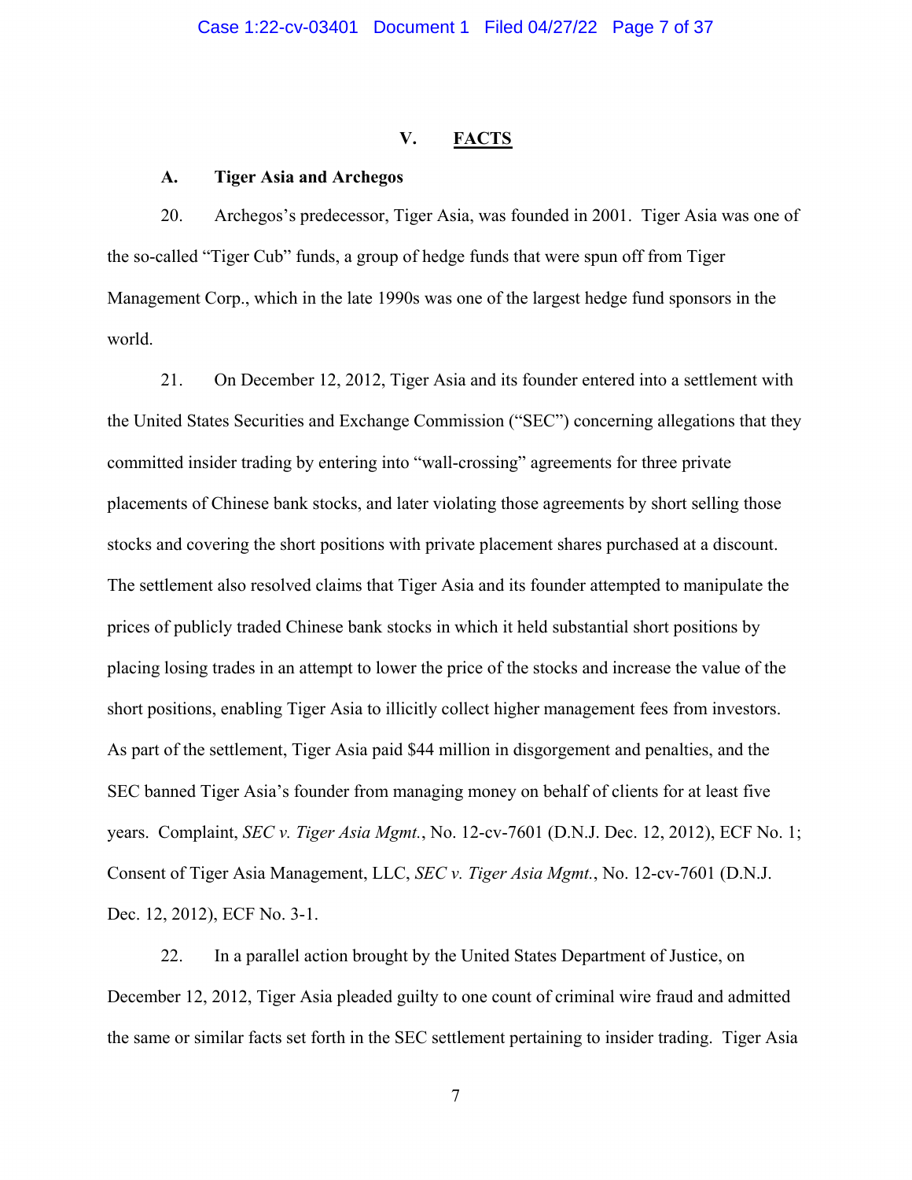## V. FACTS

### A. Tiger Asia and Archegos

20. Archegos's predecessor, Tiger Asia, was founded in 2001. Tiger Asia was one of the so-called "Tiger Cub" funds, a group of hedge funds that were spun off from Tiger Management Corp., which in the late 1990s was one of the largest hedge fund sponsors in the world.

21. On December 12, 2012, Tiger Asia and its founder entered into a settlement with the United States Securities and Exchange Commission ("SEC") concerning allegations that they committed insider trading by entering into "wall-crossing" agreements for three private placements of Chinese bank stocks, and later violating those agreements by short selling those stocks and covering the short positions with private placement shares purchased at a discount. The settlement also resolved claims that Tiger Asia and its founder attempted to manipulate the prices of publicly traded Chinese bank stocks in which it held substantial short positions by placing losing trades in an attempt to lower the price of the stocks and increase the value of the short positions, enabling Tiger Asia to illicitly collect higher management fees from investors. As part of the settlement, Tiger Asia paid $44 million in disgorgement and penalties, and the SEC banned Tiger Asia's founder from managing money on behalf of clients for at least five years. Complaint, *SEC v. Tiger Asia Mgmt.*, No. 12-cv-7601 (D.N.J. Dec. 12, 2012), ECF No. 1; Consent of Tiger Asia Management, LLC, *SEC v. Tiger Asia Mgmt.*, No. 12-cv-7601 (D.N.J. Dec. 12, 2012), ECF No. 3-1.

22. In a parallel action brought by the United States Department of Justice, on December 12, 2012, Tiger Asia pleaded guilty to one count of criminal wire fraud and admitted the same or similar facts set forth in the SEC settlement pertaining to insider trading. Tiger Asia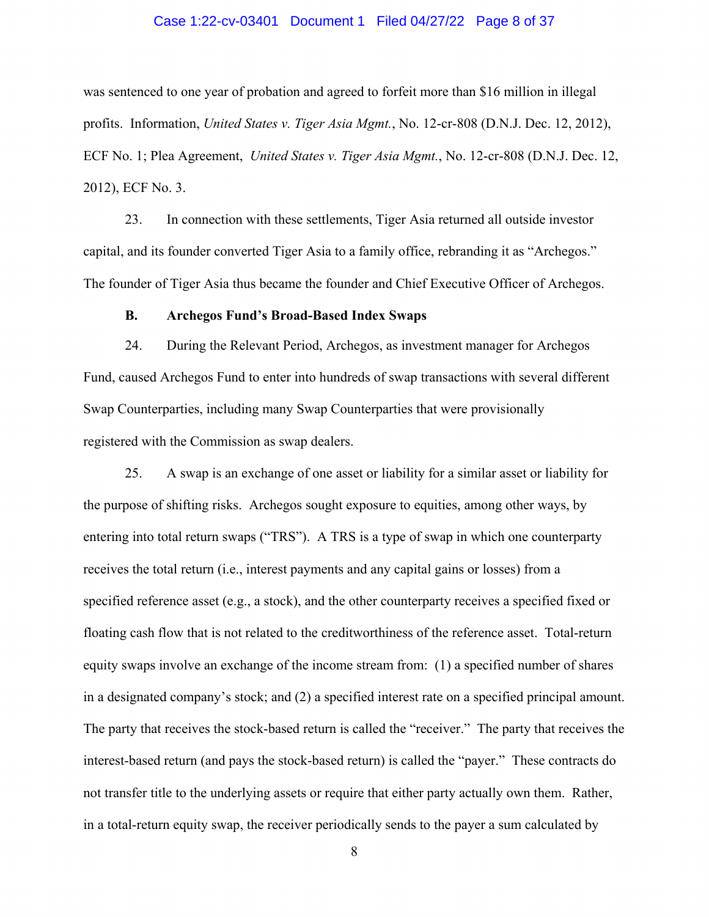was sentenced to one year of probation and agreed to forfeit more than $16 million in illegal profits. Information, *United States v. Tiger Asia Mgmt.*, No. 12-cr-808 (D.N.J. Dec. 12, 2012), ECF No. 1; Plea Agreement, *United States v. Tiger Asia Mgmt.*, No. 12-cr-808 (D.N.J. Dec. 12, 2012), ECF No. 3.

23. In connection with these settlements, Tiger Asia returned all outside investor capital, and its founder converted Tiger Asia to a family office, rebranding it as "Archegos." The founder of Tiger Asia thus became the founder and Chief Executive Officer of Archegos.

### B. Archegos Fund's Broad-Based Index Swaps

24. During the Relevant Period, Archegos, as investment manager for Archegos Fund, caused Archegos Fund to enter into hundreds of swap transactions with several different Swap Counterparties, including many Swap Counterparties that were provisionally registered with the Commission as swap dealers.

25. A swap is an exchange of one asset or liability for a similar asset or liability for the purpose of shifting risks. Archegos sought exposure to equities, among other ways, by entering into total return swaps ("TRS"). A TRS is a type of swap in which one counterparty receives the total return (i.e., interest payments and any capital gains or losses) from a specified reference asset (e.g., a stock), and the other counterparty receives a specified fixed or floating cash flow that is not related to the creditworthiness of the reference asset. Total-return equity swaps involve an exchange of the income stream from: (1) a specified number of shares in a designated company's stock; and (2) a specified interest rate on a specified principal amount. The party that receives the stock-based return is called the "receiver." The party that receives the interest-based return (and pays the stock-based return) is called the "payer." These contracts do not transfer title to the underlying assets or require that either party actually own them. Rather, in a total-return equity swap, the receiver periodically sends to the payer a sum calculated by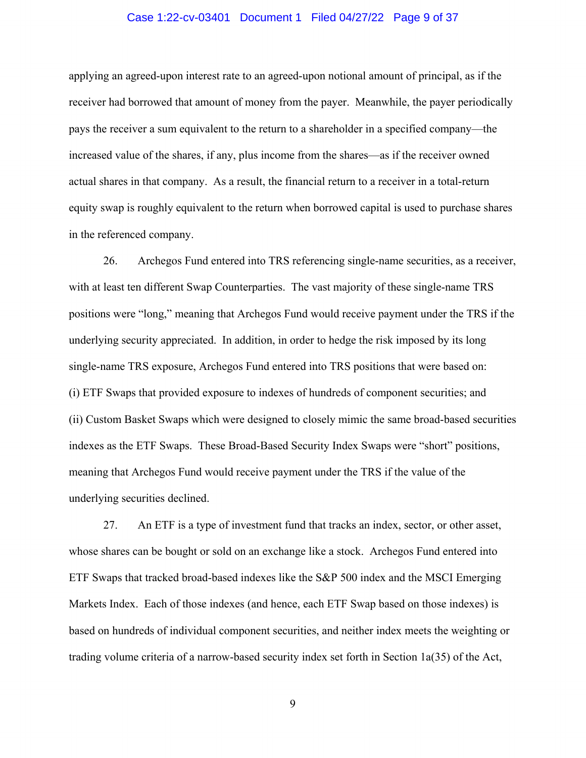applying an agreed-upon interest rate to an agreed-upon notional amount of principal, as if the receiver had borrowed that amount of money from the payer. Meanwhile, the payer periodically pays the receiver a sum equivalent to the return to a shareholder in a specified company—the increased value of the shares, if any, plus income from the shares—as if the receiver owned actual shares in that company. As a result, the financial return to a receiver in a total-return equity swap is roughly equivalent to the return when borrowed capital is used to purchase shares in the referenced company.

26. Archegos Fund entered into TRS referencing single-name securities, as a receiver, with at least ten different Swap Counterparties. The vast majority of these single-name TRS positions were "long," meaning that Archegos Fund would receive payment under the TRS if the underlying security appreciated. In addition, in order to hedge the risk imposed by its long single-name TRS exposure, Archegos Fund entered into TRS positions that were based on: (i) ETF Swaps that provided exposure to indexes of hundreds of component securities; and (ii) Custom Basket Swaps which were designed to closely mimic the same broad-based securities indexes as the ETF Swaps. These Broad-Based Security Index Swaps were "short" positions, meaning that Archegos Fund would receive payment under the TRS if the value of the underlying securities declined.

27. An ETF is a type of investment fund that tracks an index, sector, or other asset, whose shares can be bought or sold on an exchange like a stock. Archegos Fund entered into ETF Swaps that tracked broad-based indexes like the S&P 500 index and the MSCI Emerging Markets Index. Each of those indexes (and hence, each ETF Swap based on those indexes) is based on hundreds of individual component securities, and neither index meets the weighting or trading volume criteria of a narrow-based security index set forth in Section 1a(35) of the Act,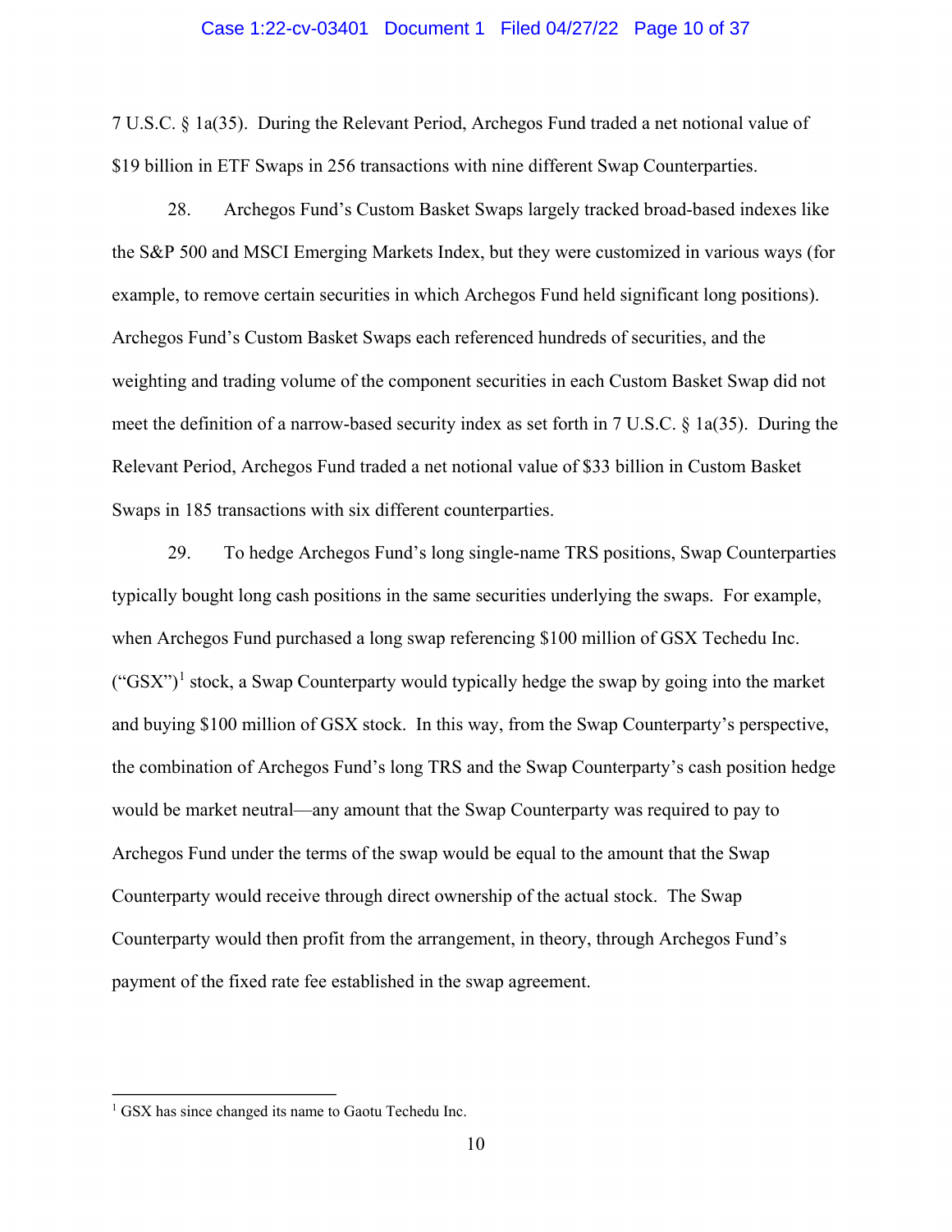7 U.S.C. § 1a(35). During the Relevant Period, Archegos Fund traded a net notional value of $19 billion in ETF Swaps in 256 transactions with nine different Swap Counterparties.

28. Archegos Fund's Custom Basket Swaps largely tracked broad-based indexes like the S&P 500 and MSCI Emerging Markets Index, but they were customized in various ways (for example, to remove certain securities in which Archegos Fund held significant long positions). Archegos Fund's Custom Basket Swaps each referenced hundreds of securities, and the weighting and trading volume of the component securities in each Custom Basket Swap did not meet the definition of a narrow-based security index as set forth in 7 U.S.C. § 1a(35). During the Relevant Period, Archegos Fund traded a net notional value of $33 billion in Custom Basket Swaps in 185 transactions with six different counterparties.

29. To hedge Archegos Fund's long single-name TRS positions, Swap Counterparties typically bought long cash positions in the same securities underlying the swaps. For example, when Archegos Fund purchased a long swap referencing $100 million of GSX Techedu Inc. ("GSX")[1] stock, a Swap Counterparty would typically hedge the swap by going into the market and buying $100 million of GSX stock. In this way, from the Swap Counterparty's perspective, the combination of Archegos Fund's long TRS and the Swap Counterparty's cash position hedge would be market neutral—any amount that the Swap Counterparty was required to pay to Archegos Fund under the terms of the swap would be equal to the amount that the Swap Counterparty would receive through direct ownership of the actual stock. The Swap Counterparty would then profit from the arrangement, in theory, through Archegos Fund's payment of the fixed rate fee established in the swap agreement.

---

[1] GSX has since changed its name to Gaotu Techedu Inc.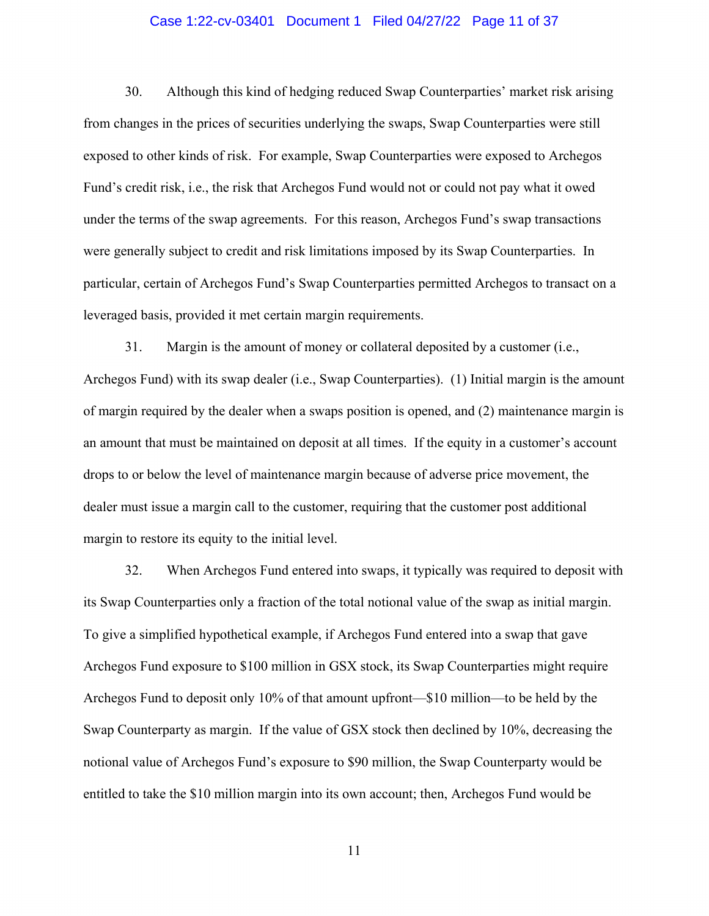30. Although this kind of hedging reduced Swap Counterparties' market risk arising from changes in the prices of securities underlying the swaps, Swap Counterparties were still exposed to other kinds of risk. For example, Swap Counterparties were exposed to Archegos Fund's credit risk, i.e., the risk that Archegos Fund would not or could not pay what it owed under the terms of the swap agreements. For this reason, Archegos Fund's swap transactions were generally subject to credit and risk limitations imposed by its Swap Counterparties. In particular, certain of Archegos Fund's Swap Counterparties permitted Archegos to transact on a leveraged basis, provided it met certain margin requirements.

31. Margin is the amount of money or collateral deposited by a customer (i.e., Archegos Fund) with its swap dealer (i.e., Swap Counterparties). (1) Initial margin is the amount of margin required by the dealer when a swaps position is opened, and (2) maintenance margin is an amount that must be maintained on deposit at all times. If the equity in a customer's account drops to or below the level of maintenance margin because of adverse price movement, the dealer must issue a margin call to the customer, requiring that the customer post additional margin to restore its equity to the initial level.

32. When Archegos Fund entered into swaps, it typically was required to deposit with its Swap Counterparties only a fraction of the total notional value of the swap as initial margin. To give a simplified hypothetical example, if Archegos Fund entered into a swap that gave Archegos Fund exposure to $100 million in GSX stock, its Swap Counterparties might require Archegos Fund to deposit only 10% of that amount upfront—$10 million—to be held by the Swap Counterparty as margin. If the value of GSX stock then declined by 10%, decreasing the notional value of Archegos Fund's exposure to $90 million, the Swap Counterparty would be entitled to take the $10 million margin into its own account; then, Archegos Fund would be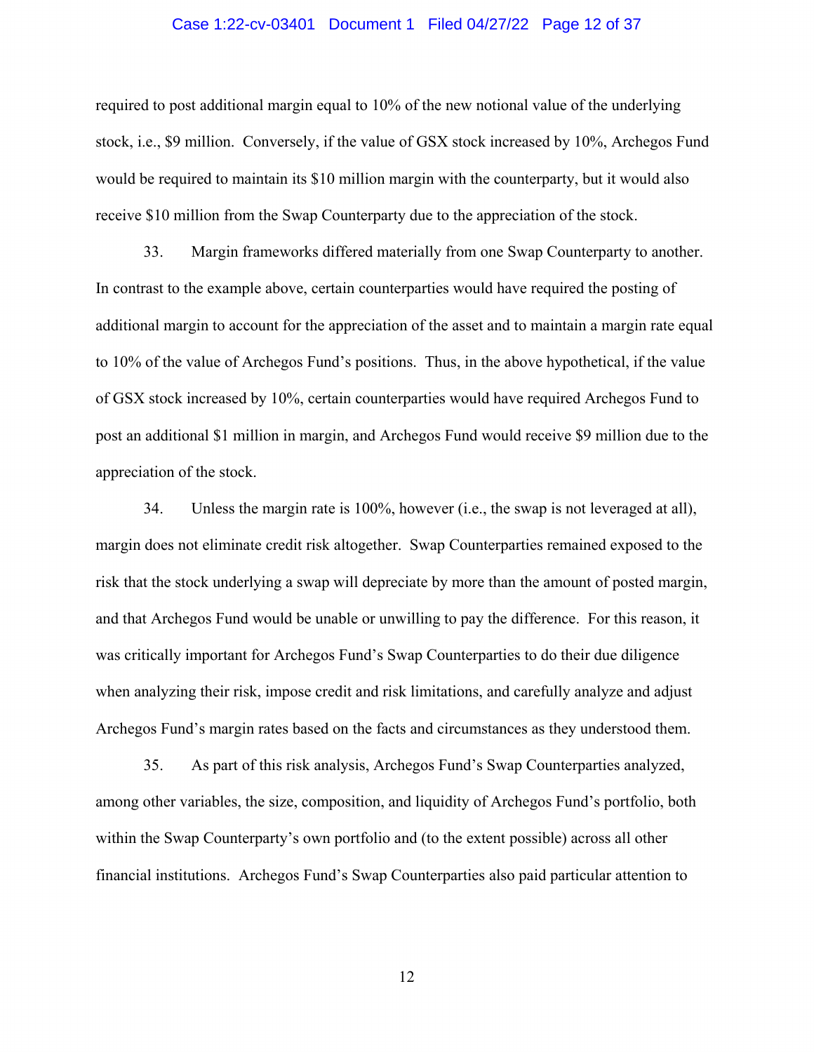required to post additional margin equal to 10% of the new notional value of the underlying stock, i.e., $9 million. Conversely, if the value of GSX stock increased by 10%, Archegos Fund would be required to maintain its $10 million margin with the counterparty, but it would also receive $10 million from the Swap Counterparty due to the appreciation of the stock.

33. Margin frameworks differed materially from one Swap Counterparty to another. In contrast to the example above, certain counterparties would have required the posting of additional margin to account for the appreciation of the asset and to maintain a margin rate equal to 10% of the value of Archegos Fund's positions. Thus, in the above hypothetical, if the value of GSX stock increased by 10%, certain counterparties would have required Archegos Fund to post an additional $1 million in margin, and Archegos Fund would receive $9 million due to the appreciation of the stock.

34. Unless the margin rate is 100%, however (i.e., the swap is not leveraged at all), margin does not eliminate credit risk altogether. Swap Counterparties remained exposed to the risk that the stock underlying a swap will depreciate by more than the amount of posted margin, and that Archegos Fund would be unable or unwilling to pay the difference. For this reason, it was critically important for Archegos Fund's Swap Counterparties to do their due diligence when analyzing their risk, impose credit and risk limitations, and carefully analyze and adjust Archegos Fund's margin rates based on the facts and circumstances as they understood them.

35. As part of this risk analysis, Archegos Fund's Swap Counterparties analyzed, among other variables, the size, composition, and liquidity of Archegos Fund's portfolio, both within the Swap Counterparty's own portfolio and (to the extent possible) across all other financial institutions. Archegos Fund's Swap Counterparties also paid particular attention to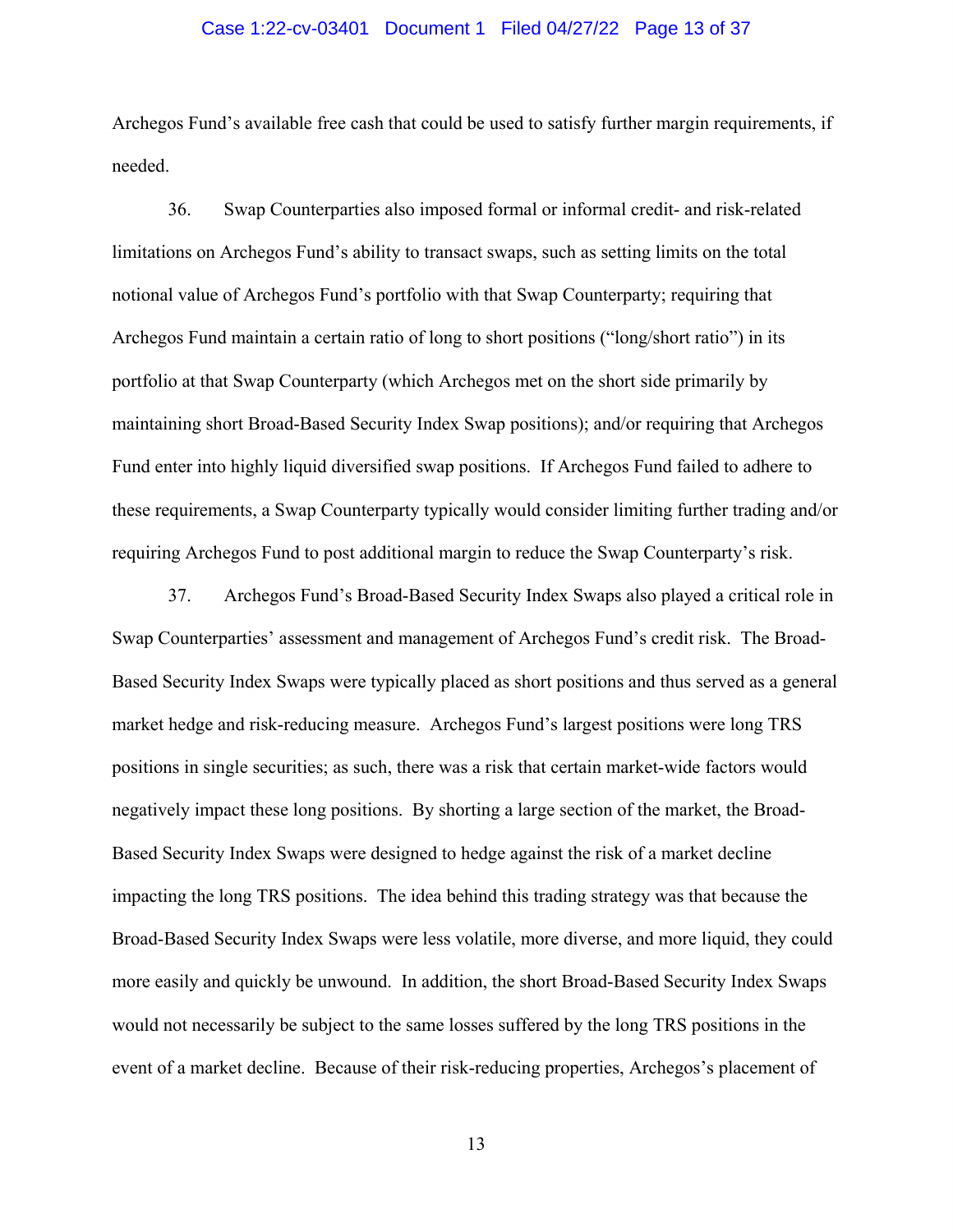Archegos Fund's available free cash that could be used to satisfy further margin requirements, if needed.

36. Swap Counterparties also imposed formal or informal credit- and risk-related limitations on Archegos Fund's ability to transact swaps, such as setting limits on the total notional value of Archegos Fund's portfolio with that Swap Counterparty; requiring that Archegos Fund maintain a certain ratio of long to short positions ("long/short ratio") in its portfolio at that Swap Counterparty (which Archegos met on the short side primarily by maintaining short Broad-Based Security Index Swap positions); and/or requiring that Archegos Fund enter into highly liquid diversified swap positions. If Archegos Fund failed to adhere to these requirements, a Swap Counterparty typically would consider limiting further trading and/or requiring Archegos Fund to post additional margin to reduce the Swap Counterparty's risk.

37. Archegos Fund's Broad-Based Security Index Swaps also played a critical role in Swap Counterparties' assessment and management of Archegos Fund's credit risk. The Broad-Based Security Index Swaps were typically placed as short positions and thus served as a general market hedge and risk-reducing measure. Archegos Fund's largest positions were long TRS positions in single securities; as such, there was a risk that certain market-wide factors would negatively impact these long positions. By shorting a large section of the market, the Broad-Based Security Index Swaps were designed to hedge against the risk of a market decline impacting the long TRS positions. The idea behind this trading strategy was that because the Broad-Based Security Index Swaps were less volatile, more diverse, and more liquid, they could more easily and quickly be unwound. In addition, the short Broad-Based Security Index Swaps would not necessarily be subject to the same losses suffered by the long TRS positions in the event of a market decline. Because of their risk-reducing properties, Archegos's placement of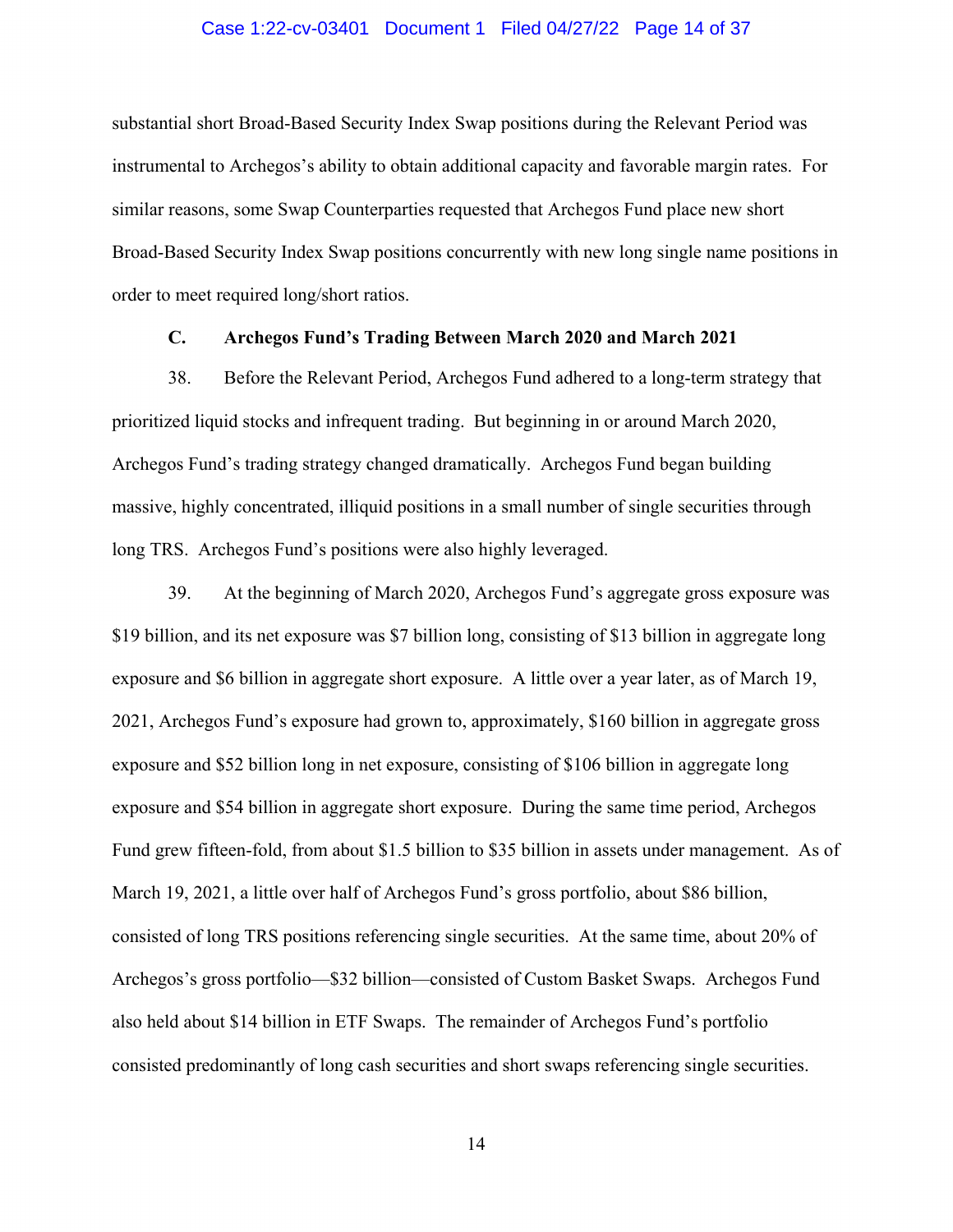substantial short Broad-Based Security Index Swap positions during the Relevant Period was instrumental to Archegos's ability to obtain additional capacity and favorable margin rates. For similar reasons, some Swap Counterparties requested that Archegos Fund place new short Broad-Based Security Index Swap positions concurrently with new long single name positions in order to meet required long/short ratios.

### C. Archegos Fund's Trading Between March 2020 and March 2021

38. Before the Relevant Period, Archegos Fund adhered to a long-term strategy that prioritized liquid stocks and infrequent trading. But beginning in or around March 2020, Archegos Fund's trading strategy changed dramatically. Archegos Fund began building massive, highly concentrated, illiquid positions in a small number of single securities through long TRS. Archegos Fund's positions were also highly leveraged.

39. At the beginning of March 2020, Archegos Fund's aggregate gross exposure was $19 billion, and its net exposure was $7 billion long, consisting of $13 billion in aggregate long exposure and $6 billion in aggregate short exposure. A little over a year later, as of March 19, 2021, Archegos Fund's exposure had grown to, approximately, $160 billion in aggregate gross exposure and $52 billion long in net exposure, consisting of $106 billion in aggregate long exposure and $54 billion in aggregate short exposure. During the same time period, Archegos Fund grew fifteen-fold, from about $1.5 billion to $35 billion in assets under management. As of March 19, 2021, a little over half of Archegos Fund's gross portfolio, about $86 billion, consisted of long TRS positions referencing single securities. At the same time, about 20% of Archegos's gross portfolio—$32 billion—consisted of Custom Basket Swaps. Archegos Fund also held about $14 billion in ETF Swaps. The remainder of Archegos Fund's portfolio consisted predominantly of long cash securities and short swaps referencing single securities.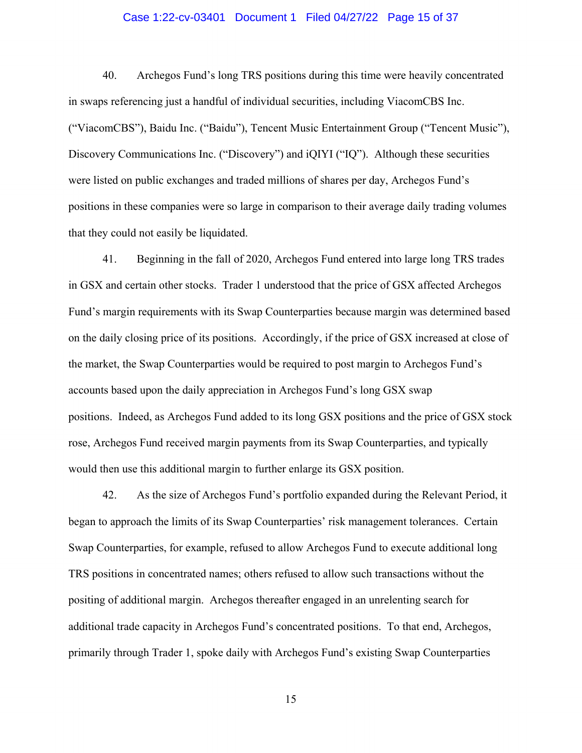40. Archegos Fund's long TRS positions during this time were heavily concentrated in swaps referencing just a handful of individual securities, including ViacomCBS Inc. ("ViacomCBS"), Baidu Inc. ("Baidu"), Tencent Music Entertainment Group ("Tencent Music"), Discovery Communications Inc. ("Discovery") and iQIYI ("IQ"). Although these securities were listed on public exchanges and traded millions of shares per day, Archegos Fund's positions in these companies were so large in comparison to their average daily trading volumes that they could not easily be liquidated.

41. Beginning in the fall of 2020, Archegos Fund entered into large long TRS trades in GSX and certain other stocks. Trader 1 understood that the price of GSX affected Archegos Fund's margin requirements with its Swap Counterparties because margin was determined based on the daily closing price of its positions. Accordingly, if the price of GSX increased at close of the market, the Swap Counterparties would be required to post margin to Archegos Fund's accounts based upon the daily appreciation in Archegos Fund's long GSX swap positions. Indeed, as Archegos Fund added to its long GSX positions and the price of GSX stock rose, Archegos Fund received margin payments from its Swap Counterparties, and typically would then use this additional margin to further enlarge its GSX position.

42. As the size of Archegos Fund's portfolio expanded during the Relevant Period, it began to approach the limits of its Swap Counterparties' risk management tolerances. Certain Swap Counterparties, for example, refused to allow Archegos Fund to execute additional long TRS positions in concentrated names; others refused to allow such transactions without the positing of additional margin. Archegos thereafter engaged in an unrelenting search for additional trade capacity in Archegos Fund's concentrated positions. To that end, Archegos, primarily through Trader 1, spoke daily with Archegos Fund's existing Swap Counterparties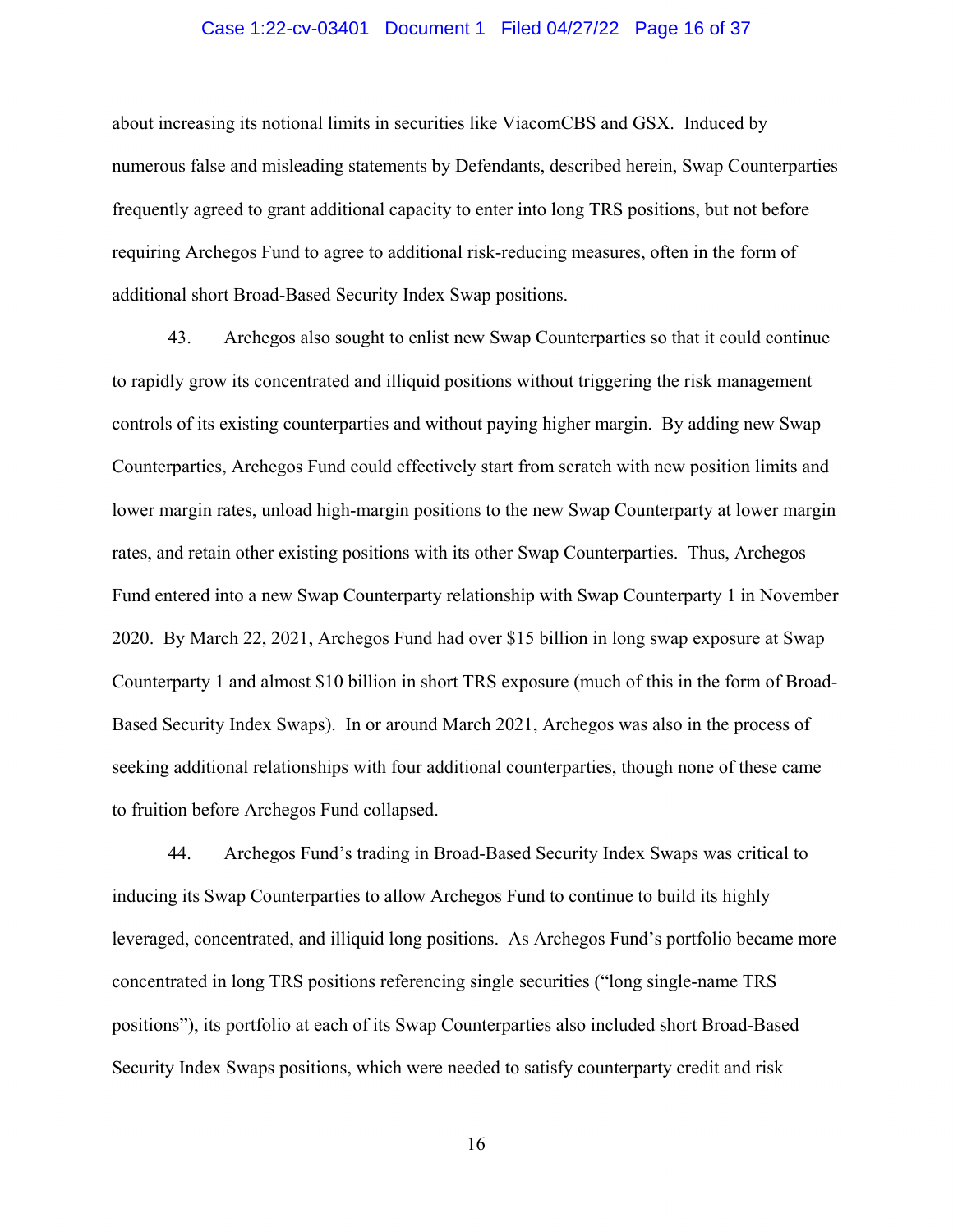about increasing its notional limits in securities like ViacomCBS and GSX. Induced by numerous false and misleading statements by Defendants, described herein, Swap Counterparties frequently agreed to grant additional capacity to enter into long TRS positions, but not before requiring Archegos Fund to agree to additional risk-reducing measures, often in the form of additional short Broad-Based Security Index Swap positions.

43. Archegos also sought to enlist new Swap Counterparties so that it could continue to rapidly grow its concentrated and illiquid positions without triggering the risk management controls of its existing counterparties and without paying higher margin. By adding new Swap Counterparties, Archegos Fund could effectively start from scratch with new position limits and lower margin rates, unload high-margin positions to the new Swap Counterparty at lower margin rates, and retain other existing positions with its other Swap Counterparties. Thus, Archegos Fund entered into a new Swap Counterparty relationship with Swap Counterparty 1 in November 2020. By March 22, 2021, Archegos Fund had over $15 billion in long swap exposure at Swap Counterparty 1 and almost $10 billion in short TRS exposure (much of this in the form of Broad-Based Security Index Swaps). In or around March 2021, Archegos was also in the process of seeking additional relationships with four additional counterparties, though none of these came to fruition before Archegos Fund collapsed.

44. Archegos Fund's trading in Broad-Based Security Index Swaps was critical to inducing its Swap Counterparties to allow Archegos Fund to continue to build its highly leveraged, concentrated, and illiquid long positions. As Archegos Fund's portfolio became more concentrated in long TRS positions referencing single securities ("long single-name TRS positions"), its portfolio at each of its Swap Counterparties also included short Broad-Based Security Index Swaps positions, which were needed to satisfy counterparty credit and risk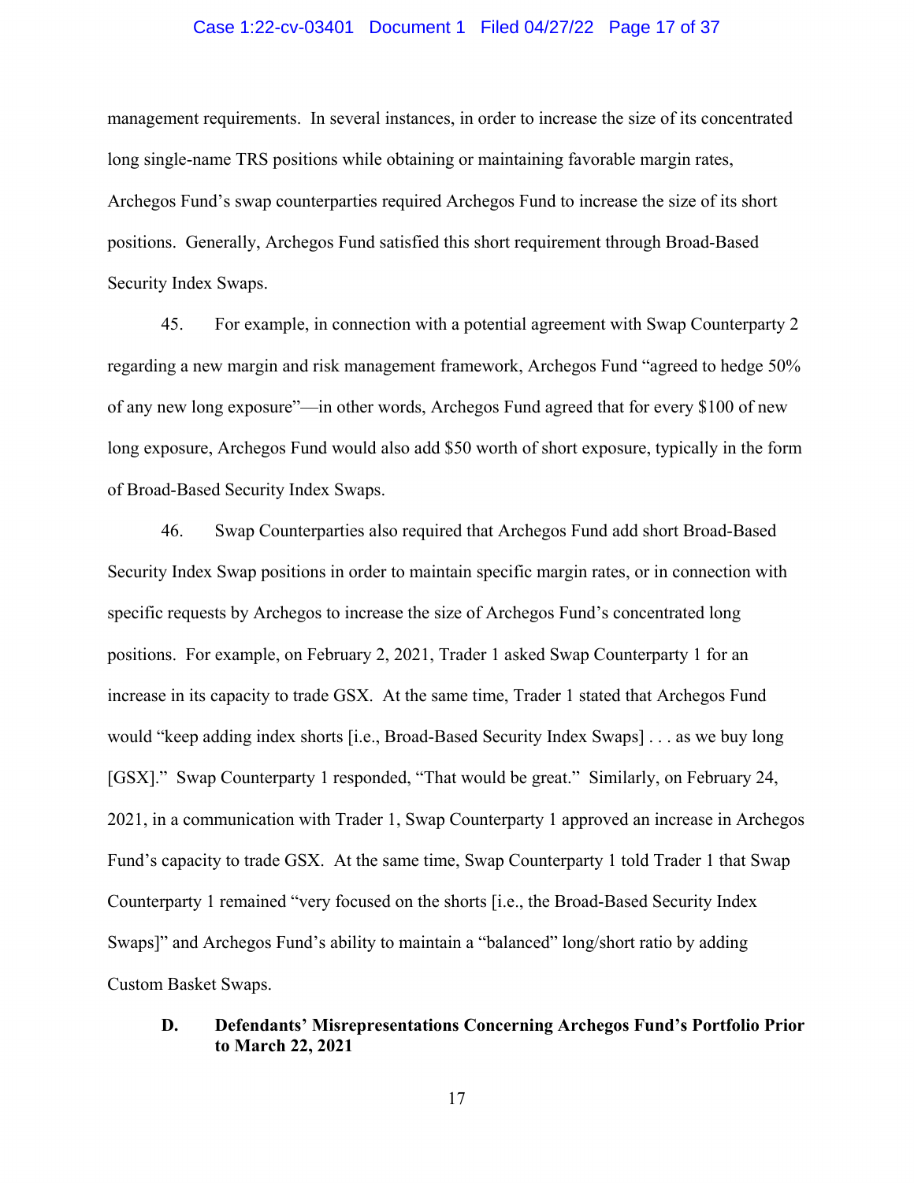management requirements. In several instances, in order to increase the size of its concentrated long single-name TRS positions while obtaining or maintaining favorable margin rates, Archegos Fund's swap counterparties required Archegos Fund to increase the size of its short positions. Generally, Archegos Fund satisfied this short requirement through Broad-Based Security Index Swaps.

45. For example, in connection with a potential agreement with Swap Counterparty 2 regarding a new margin and risk management framework, Archegos Fund "agreed to hedge 50% of any new long exposure"—in other words, Archegos Fund agreed that for every $100 of new long exposure, Archegos Fund would also add $50 worth of short exposure, typically in the form of Broad-Based Security Index Swaps.

46. Swap Counterparties also required that Archegos Fund add short Broad-Based Security Index Swap positions in order to maintain specific margin rates, or in connection with specific requests by Archegos to increase the size of Archegos Fund's concentrated long positions. For example, on February 2, 2021, Trader 1 asked Swap Counterparty 1 for an increase in its capacity to trade GSX. At the same time, Trader 1 stated that Archegos Fund would "keep adding index shorts [i.e., Broad-Based Security Index Swaps] . . . as we buy long [GSX]." Swap Counterparty 1 responded, "That would be great." Similarly, on February 24, 2021, in a communication with Trader 1, Swap Counterparty 1 approved an increase in Archegos Fund's capacity to trade GSX. At the same time, Swap Counterparty 1 told Trader 1 that Swap Counterparty 1 remained "very focused on the shorts [i.e., the Broad-Based Security Index Swaps]" and Archegos Fund's ability to maintain a "balanced" long/short ratio by adding Custom Basket Swaps.

### D. Defendants' Misrepresentations Concerning Archegos Fund's Portfolio Prior to March 22, 2021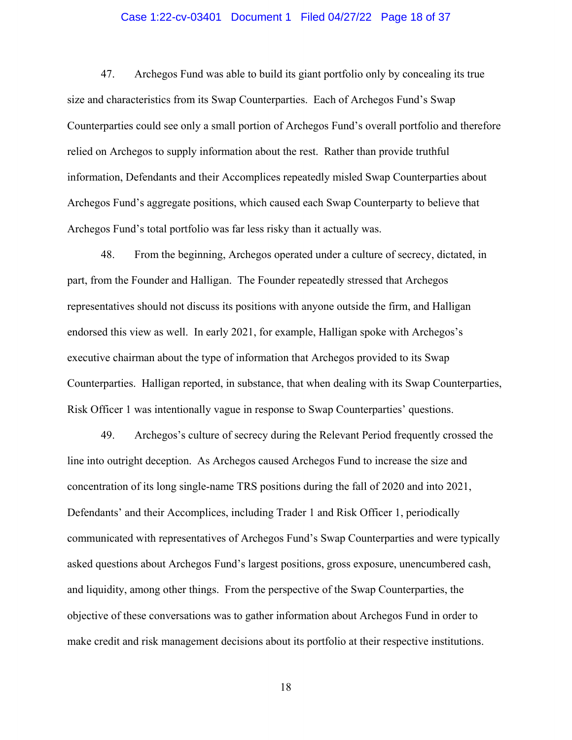47. Archegos Fund was able to build its giant portfolio only by concealing its true size and characteristics from its Swap Counterparties. Each of Archegos Fund's Swap Counterparties could see only a small portion of Archegos Fund's overall portfolio and therefore relied on Archegos to supply information about the rest. Rather than provide truthful information, Defendants and their Accomplices repeatedly misled Swap Counterparties about Archegos Fund's aggregate positions, which caused each Swap Counterparty to believe that Archegos Fund's total portfolio was far less risky than it actually was.

48. From the beginning, Archegos operated under a culture of secrecy, dictated, in part, from the Founder and Halligan. The Founder repeatedly stressed that Archegos representatives should not discuss its positions with anyone outside the firm, and Halligan endorsed this view as well. In early 2021, for example, Halligan spoke with Archegos's executive chairman about the type of information that Archegos provided to its Swap Counterparties. Halligan reported, in substance, that when dealing with its Swap Counterparties, Risk Officer 1 was intentionally vague in response to Swap Counterparties' questions.

49. Archegos's culture of secrecy during the Relevant Period frequently crossed the line into outright deception. As Archegos caused Archegos Fund to increase the size and concentration of its long single-name TRS positions during the fall of 2020 and into 2021, Defendants' and their Accomplices, including Trader 1 and Risk Officer 1, periodically communicated with representatives of Archegos Fund's Swap Counterparties and were typically asked questions about Archegos Fund's largest positions, gross exposure, unencumbered cash, and liquidity, among other things. From the perspective of the Swap Counterparties, the objective of these conversations was to gather information about Archegos Fund in order to make credit and risk management decisions about its portfolio at their respective institutions.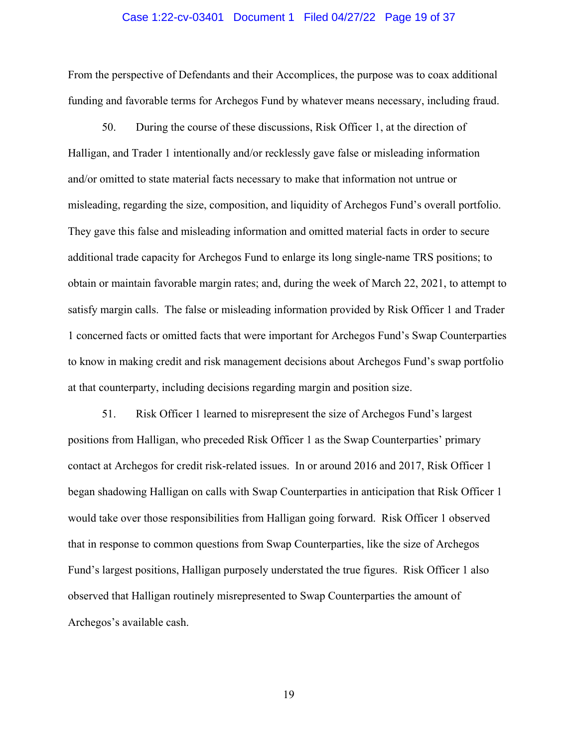From the perspective of Defendants and their Accomplices, the purpose was to coax additional funding and favorable terms for Archegos Fund by whatever means necessary, including fraud.

50. During the course of these discussions, Risk Officer 1, at the direction of Halligan, and Trader 1 intentionally and/or recklessly gave false or misleading information and/or omitted to state material facts necessary to make that information not untrue or misleading, regarding the size, composition, and liquidity of Archegos Fund's overall portfolio. They gave this false and misleading information and omitted material facts in order to secure additional trade capacity for Archegos Fund to enlarge its long single-name TRS positions; to obtain or maintain favorable margin rates; and, during the week of March 22, 2021, to attempt to satisfy margin calls. The false or misleading information provided by Risk Officer 1 and Trader 1 concerned facts or omitted facts that were important for Archegos Fund's Swap Counterparties to know in making credit and risk management decisions about Archegos Fund's swap portfolio at that counterparty, including decisions regarding margin and position size.

51. Risk Officer 1 learned to misrepresent the size of Archegos Fund's largest positions from Halligan, who preceded Risk Officer 1 as the Swap Counterparties' primary contact at Archegos for credit risk-related issues. In or around 2016 and 2017, Risk Officer 1 began shadowing Halligan on calls with Swap Counterparties in anticipation that Risk Officer 1 would take over those responsibilities from Halligan going forward. Risk Officer 1 observed that in response to common questions from Swap Counterparties, like the size of Archegos Fund's largest positions, Halligan purposely understated the true figures. Risk Officer 1 also observed that Halligan routinely misrepresented to Swap Counterparties the amount of Archegos's available cash.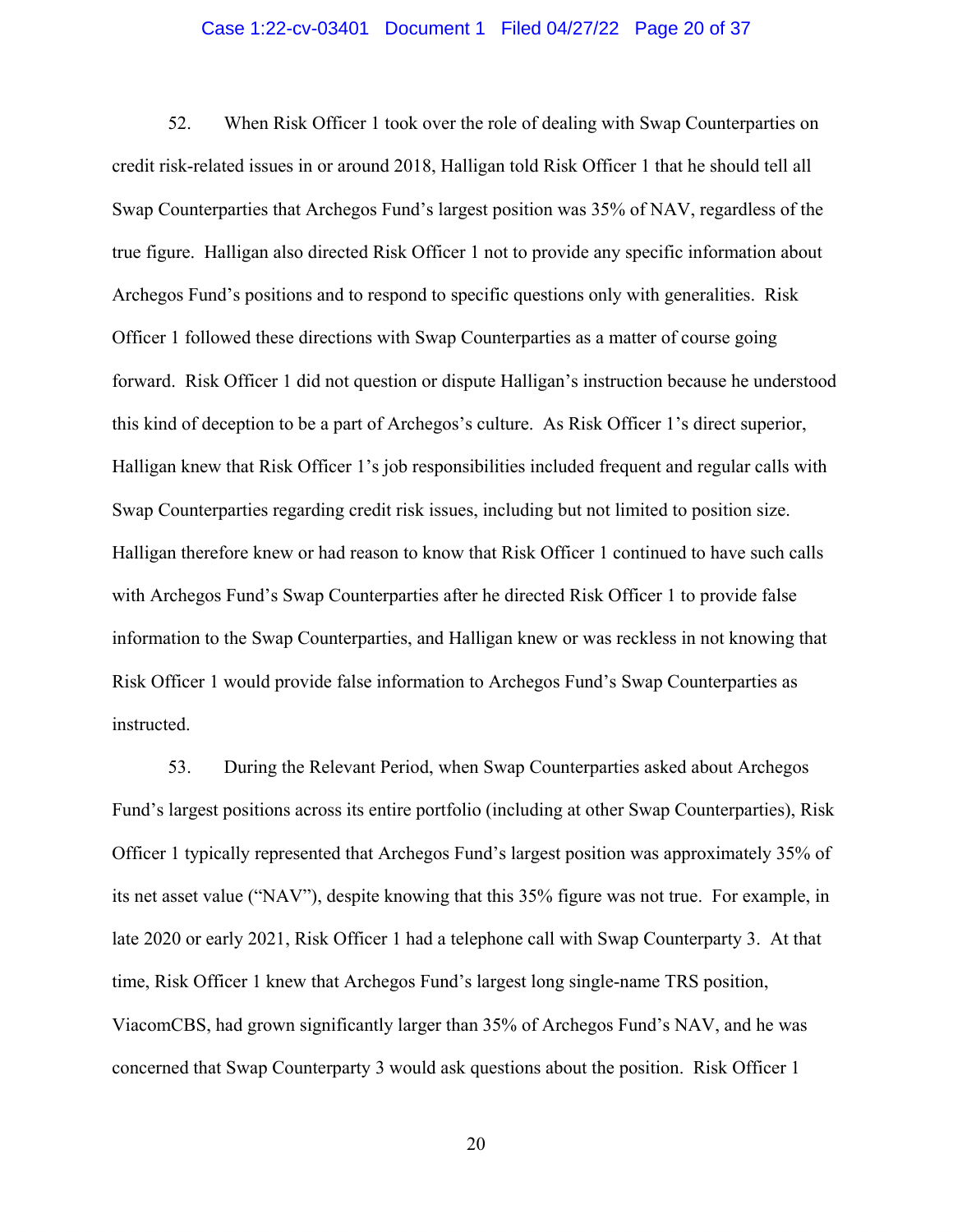52. When Risk Officer 1 took over the role of dealing with Swap Counterparties on credit risk-related issues in or around 2018, Halligan told Risk Officer 1 that he should tell all Swap Counterparties that Archegos Fund's largest position was 35% of NAV, regardless of the true figure. Halligan also directed Risk Officer 1 not to provide any specific information about Archegos Fund's positions and to respond to specific questions only with generalities. Risk Officer 1 followed these directions with Swap Counterparties as a matter of course going forward. Risk Officer 1 did not question or dispute Halligan's instruction because he understood this kind of deception to be a part of Archegos's culture. As Risk Officer 1's direct superior, Halligan knew that Risk Officer 1's job responsibilities included frequent and regular calls with Swap Counterparties regarding credit risk issues, including but not limited to position size. Halligan therefore knew or had reason to know that Risk Officer 1 continued to have such calls with Archegos Fund's Swap Counterparties after he directed Risk Officer 1 to provide false information to the Swap Counterparties, and Halligan knew or was reckless in not knowing that Risk Officer 1 would provide false information to Archegos Fund's Swap Counterparties as instructed.

53. During the Relevant Period, when Swap Counterparties asked about Archegos Fund's largest positions across its entire portfolio (including at other Swap Counterparties), Risk Officer 1 typically represented that Archegos Fund's largest position was approximately 35% of its net asset value ("NAV"), despite knowing that this 35% figure was not true. For example, in late 2020 or early 2021, Risk Officer 1 had a telephone call with Swap Counterparty 3. At that time, Risk Officer 1 knew that Archegos Fund's largest long single-name TRS position, ViacomCBS, had grown significantly larger than 35% of Archegos Fund's NAV, and he was concerned that Swap Counterparty 3 would ask questions about the position. Risk Officer 1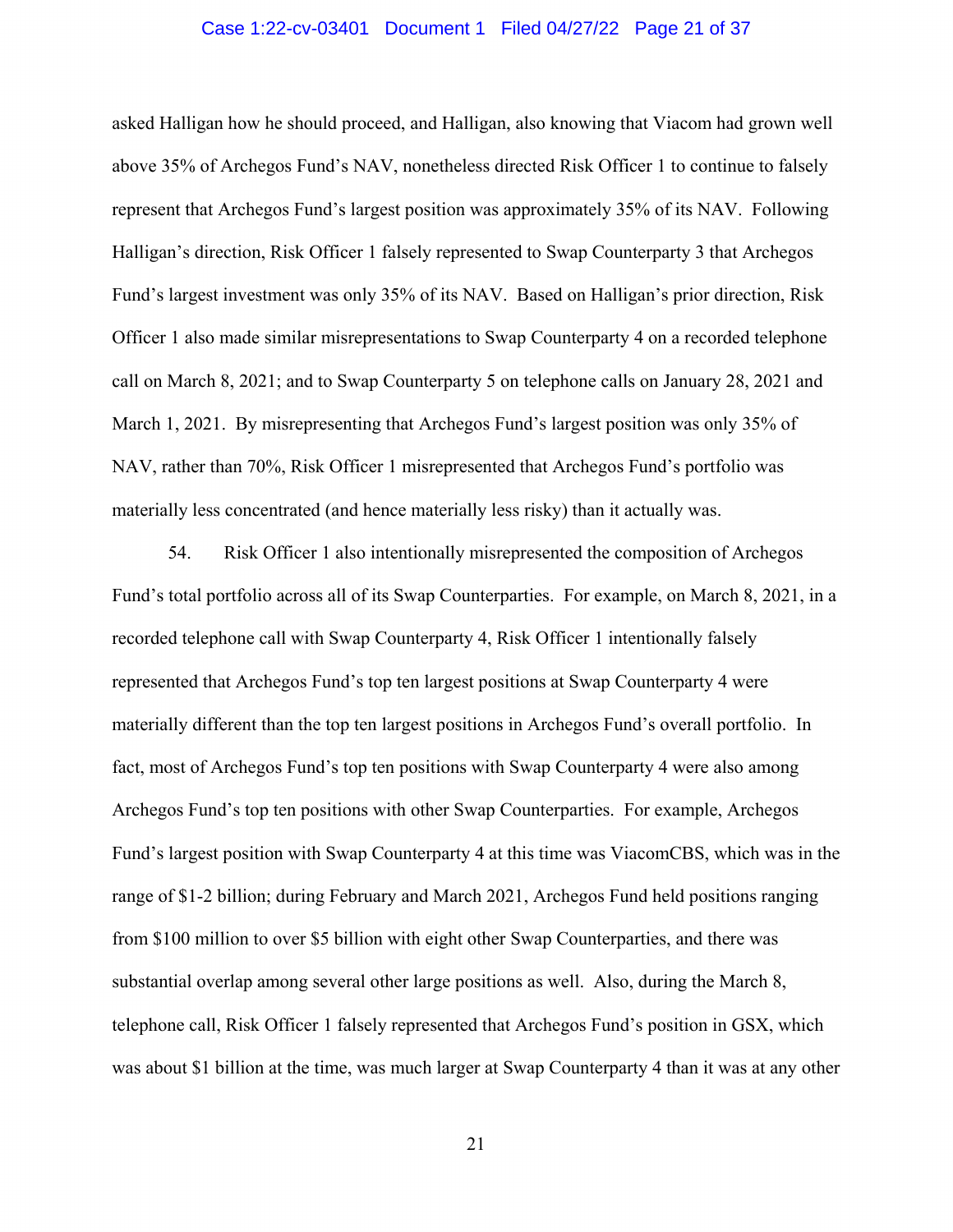asked Halligan how he should proceed, and Halligan, also knowing that Viacom had grown well above 35% of Archegos Fund's NAV, nonetheless directed Risk Officer 1 to continue to falsely represent that Archegos Fund's largest position was approximately 35% of its NAV. Following Halligan's direction, Risk Officer 1 falsely represented to Swap Counterparty 3 that Archegos Fund's largest investment was only 35% of its NAV. Based on Halligan's prior direction, Risk Officer 1 also made similar misrepresentations to Swap Counterparty 4 on a recorded telephone call on March 8, 2021; and to Swap Counterparty 5 on telephone calls on January 28, 2021 and March 1, 2021. By misrepresenting that Archegos Fund's largest position was only 35% of NAV, rather than 70%, Risk Officer 1 misrepresented that Archegos Fund's portfolio was materially less concentrated (and hence materially less risky) than it actually was.

54. Risk Officer 1 also intentionally misrepresented the composition of Archegos Fund's total portfolio across all of its Swap Counterparties. For example, on March 8, 2021, in a recorded telephone call with Swap Counterparty 4, Risk Officer 1 intentionally falsely represented that Archegos Fund's top ten largest positions at Swap Counterparty 4 were materially different than the top ten largest positions in Archegos Fund's overall portfolio. In fact, most of Archegos Fund's top ten positions with Swap Counterparty 4 were also among Archegos Fund's top ten positions with other Swap Counterparties. For example, Archegos Fund's largest position with Swap Counterparty 4 at this time was ViacomCBS, which was in the range of $1-2 billion; during February and March 2021, Archegos Fund held positions ranging from $100 million to over $5 billion with eight other Swap Counterparties, and there was substantial overlap among several other large positions as well. Also, during the March 8, telephone call, Risk Officer 1 falsely represented that Archegos Fund's position in GSX, which was about $1 billion at the time, was much larger at Swap Counterparty 4 than it was at any other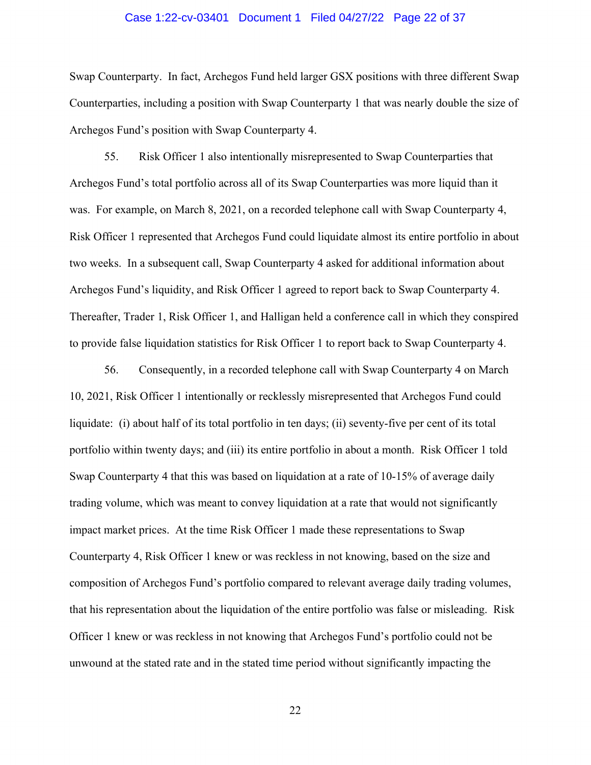Swap Counterparty. In fact, Archegos Fund held larger GSX positions with three different Swap Counterparties, including a position with Swap Counterparty 1 that was nearly double the size of Archegos Fund's position with Swap Counterparty 4.

55. Risk Officer 1 also intentionally misrepresented to Swap Counterparties that Archegos Fund's total portfolio across all of its Swap Counterparties was more liquid than it was. For example, on March 8, 2021, on a recorded telephone call with Swap Counterparty 4, Risk Officer 1 represented that Archegos Fund could liquidate almost its entire portfolio in about two weeks. In a subsequent call, Swap Counterparty 4 asked for additional information about Archegos Fund's liquidity, and Risk Officer 1 agreed to report back to Swap Counterparty 4. Thereafter, Trader 1, Risk Officer 1, and Halligan held a conference call in which they conspired to provide false liquidation statistics for Risk Officer 1 to report back to Swap Counterparty 4.

56. Consequently, in a recorded telephone call with Swap Counterparty 4 on March 10, 2021, Risk Officer 1 intentionally or recklessly misrepresented that Archegos Fund could liquidate: (i) about half of its total portfolio in ten days; (ii) seventy-five per cent of its total portfolio within twenty days; and (iii) its entire portfolio in about a month. Risk Officer 1 told Swap Counterparty 4 that this was based on liquidation at a rate of 10-15% of average daily trading volume, which was meant to convey liquidation at a rate that would not significantly impact market prices. At the time Risk Officer 1 made these representations to Swap Counterparty 4, Risk Officer 1 knew or was reckless in not knowing, based on the size and composition of Archegos Fund's portfolio compared to relevant average daily trading volumes, that his representation about the liquidation of the entire portfolio was false or misleading. Risk Officer 1 knew or was reckless in not knowing that Archegos Fund's portfolio could not be unwound at the stated rate and in the stated time period without significantly impacting the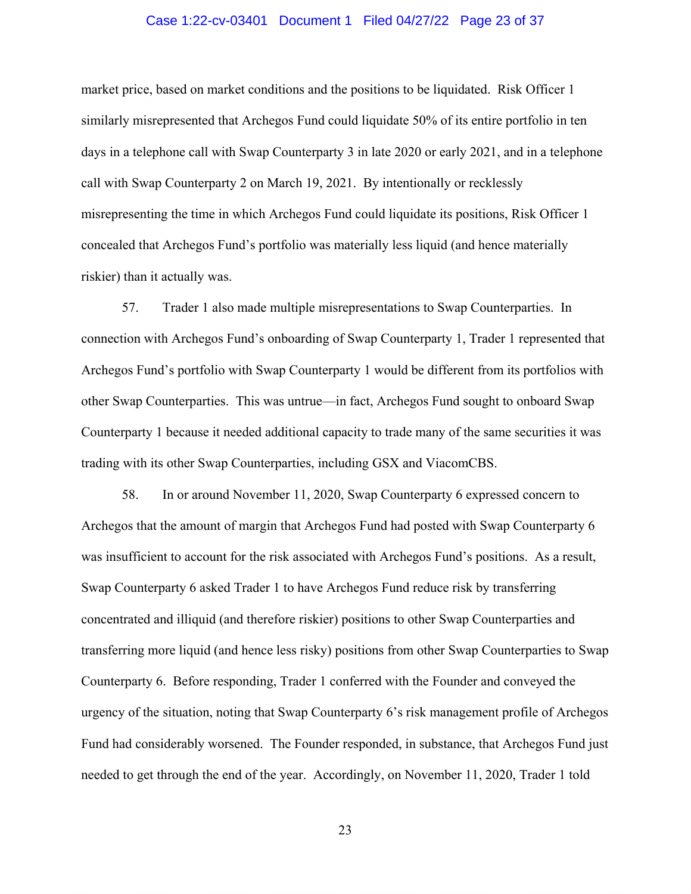market price, based on market conditions and the positions to be liquidated. Risk Officer 1 similarly misrepresented that Archegos Fund could liquidate 50% of its entire portfolio in ten days in a telephone call with Swap Counterparty 3 in late 2020 or early 2021, and in a telephone call with Swap Counterparty 2 on March 19, 2021. By intentionally or recklessly misrepresenting the time in which Archegos Fund could liquidate its positions, Risk Officer 1 concealed that Archegos Fund's portfolio was materially less liquid (and hence materially riskier) than it actually was.

57. Trader 1 also made multiple misrepresentations to Swap Counterparties. In connection with Archegos Fund's onboarding of Swap Counterparty 1, Trader 1 represented that Archegos Fund's portfolio with Swap Counterparty 1 would be different from its portfolios with other Swap Counterparties. This was untrue—in fact, Archegos Fund sought to onboard Swap Counterparty 1 because it needed additional capacity to trade many of the same securities it was trading with its other Swap Counterparties, including GSX and ViacomCBS.

58. In or around November 11, 2020, Swap Counterparty 6 expressed concern to Archegos that the amount of margin that Archegos Fund had posted with Swap Counterparty 6 was insufficient to account for the risk associated with Archegos Fund's positions. As a result, Swap Counterparty 6 asked Trader 1 to have Archegos Fund reduce risk by transferring concentrated and illiquid (and therefore riskier) positions to other Swap Counterparties and transferring more liquid (and hence less risky) positions from other Swap Counterparties to Swap Counterparty 6. Before responding, Trader 1 conferred with the Founder and conveyed the urgency of the situation, noting that Swap Counterparty 6's risk management profile of Archegos Fund had considerably worsened. The Founder responded, in substance, that Archegos Fund just needed to get through the end of the year. Accordingly, on November 11, 2020, Trader 1 told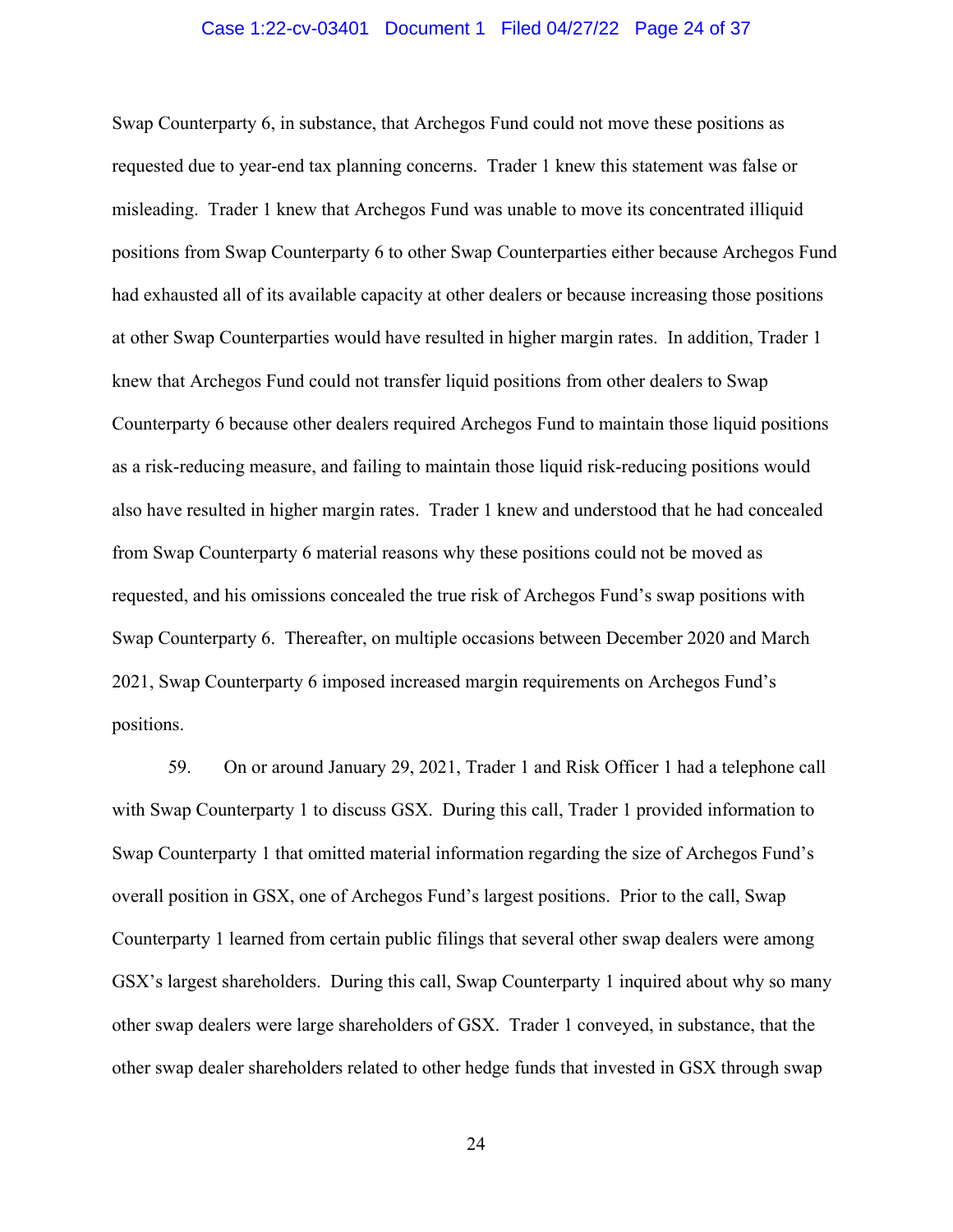Swap Counterparty 6, in substance, that Archegos Fund could not move these positions as requested due to year-end tax planning concerns. Trader 1 knew this statement was false or misleading. Trader 1 knew that Archegos Fund was unable to move its concentrated illiquid positions from Swap Counterparty 6 to other Swap Counterparties either because Archegos Fund had exhausted all of its available capacity at other dealers or because increasing those positions at other Swap Counterparties would have resulted in higher margin rates. In addition, Trader 1 knew that Archegos Fund could not transfer liquid positions from other dealers to Swap Counterparty 6 because other dealers required Archegos Fund to maintain those liquid positions as a risk-reducing measure, and failing to maintain those liquid risk-reducing positions would also have resulted in higher margin rates. Trader 1 knew and understood that he had concealed from Swap Counterparty 6 material reasons why these positions could not be moved as requested, and his omissions concealed the true risk of Archegos Fund's swap positions with Swap Counterparty 6. Thereafter, on multiple occasions between December 2020 and March 2021, Swap Counterparty 6 imposed increased margin requirements on Archegos Fund's positions.

59. On or around January 29, 2021, Trader 1 and Risk Officer 1 had a telephone call with Swap Counterparty 1 to discuss GSX. During this call, Trader 1 provided information to Swap Counterparty 1 that omitted material information regarding the size of Archegos Fund's overall position in GSX, one of Archegos Fund's largest positions. Prior to the call, Swap Counterparty 1 learned from certain public filings that several other swap dealers were among GSX's largest shareholders. During this call, Swap Counterparty 1 inquired about why so many other swap dealers were large shareholders of GSX. Trader 1 conveyed, in substance, that the other swap dealer shareholders related to other hedge funds that invested in GSX through swap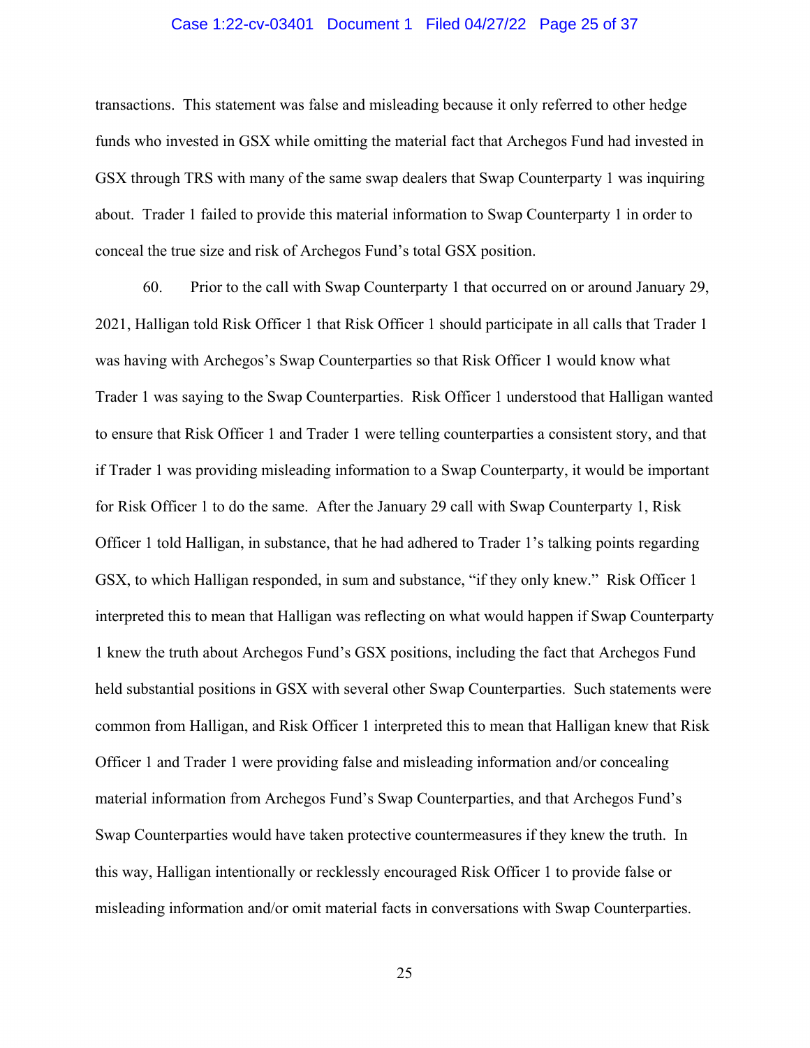transactions. This statement was false and misleading because it only referred to other hedge funds who invested in GSX while omitting the material fact that Archegos Fund had invested in GSX through TRS with many of the same swap dealers that Swap Counterparty 1 was inquiring about. Trader 1 failed to provide this material information to Swap Counterparty 1 in order to conceal the true size and risk of Archegos Fund's total GSX position.

60. Prior to the call with Swap Counterparty 1 that occurred on or around January 29, 2021, Halligan told Risk Officer 1 that Risk Officer 1 should participate in all calls that Trader 1 was having with Archegos's Swap Counterparties so that Risk Officer 1 would know what Trader 1 was saying to the Swap Counterparties. Risk Officer 1 understood that Halligan wanted to ensure that Risk Officer 1 and Trader 1 were telling counterparties a consistent story, and that if Trader 1 was providing misleading information to a Swap Counterparty, it would be important for Risk Officer 1 to do the same. After the January 29 call with Swap Counterparty 1, Risk Officer 1 told Halligan, in substance, that he had adhered to Trader 1's talking points regarding GSX, to which Halligan responded, in sum and substance, "if they only knew." Risk Officer 1 interpreted this to mean that Halligan was reflecting on what would happen if Swap Counterparty 1 knew the truth about Archegos Fund's GSX positions, including the fact that Archegos Fund held substantial positions in GSX with several other Swap Counterparties. Such statements were common from Halligan, and Risk Officer 1 interpreted this to mean that Halligan knew that Risk Officer 1 and Trader 1 were providing false and misleading information and/or concealing material information from Archegos Fund's Swap Counterparties, and that Archegos Fund's Swap Counterparties would have taken protective countermeasures if they knew the truth. In this way, Halligan intentionally or recklessly encouraged Risk Officer 1 to provide false or misleading information and/or omit material facts in conversations with Swap Counterparties.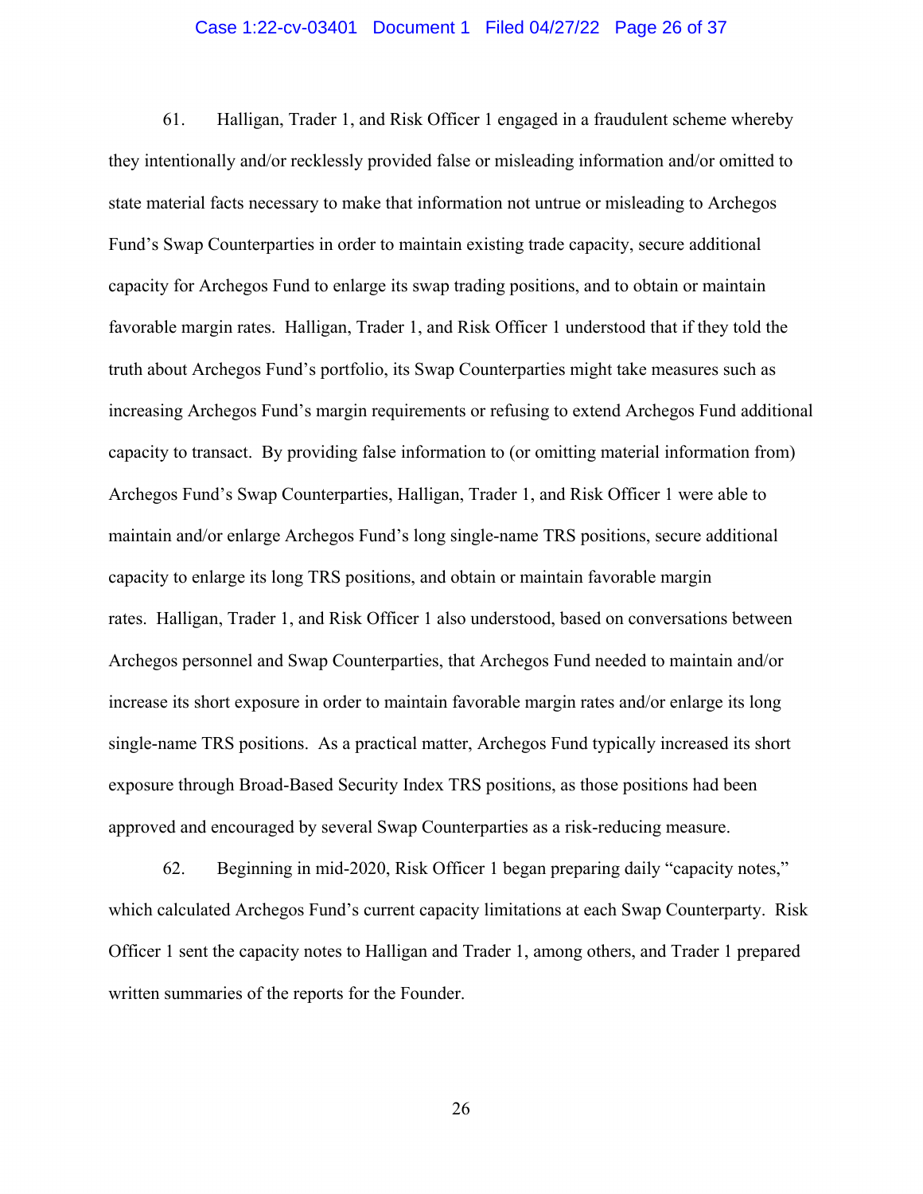61. Halligan, Trader 1, and Risk Officer 1 engaged in a fraudulent scheme whereby they intentionally and/or recklessly provided false or misleading information and/or omitted to state material facts necessary to make that information not untrue or misleading to Archegos Fund's Swap Counterparties in order to maintain existing trade capacity, secure additional capacity for Archegos Fund to enlarge its swap trading positions, and to obtain or maintain favorable margin rates. Halligan, Trader 1, and Risk Officer 1 understood that if they told the truth about Archegos Fund's portfolio, its Swap Counterparties might take measures such as increasing Archegos Fund's margin requirements or refusing to extend Archegos Fund additional capacity to transact. By providing false information to (or omitting material information from) Archegos Fund's Swap Counterparties, Halligan, Trader 1, and Risk Officer 1 were able to maintain and/or enlarge Archegos Fund's long single-name TRS positions, secure additional capacity to enlarge its long TRS positions, and obtain or maintain favorable margin rates. Halligan, Trader 1, and Risk Officer 1 also understood, based on conversations between Archegos personnel and Swap Counterparties, that Archegos Fund needed to maintain and/or increase its short exposure in order to maintain favorable margin rates and/or enlarge its long single-name TRS positions. As a practical matter, Archegos Fund typically increased its short exposure through Broad-Based Security Index TRS positions, as those positions had been approved and encouraged by several Swap Counterparties as a risk-reducing measure.

62. Beginning in mid-2020, Risk Officer 1 began preparing daily "capacity notes," which calculated Archegos Fund's current capacity limitations at each Swap Counterparty. Risk Officer 1 sent the capacity notes to Halligan and Trader 1, among others, and Trader 1 prepared written summaries of the reports for the Founder.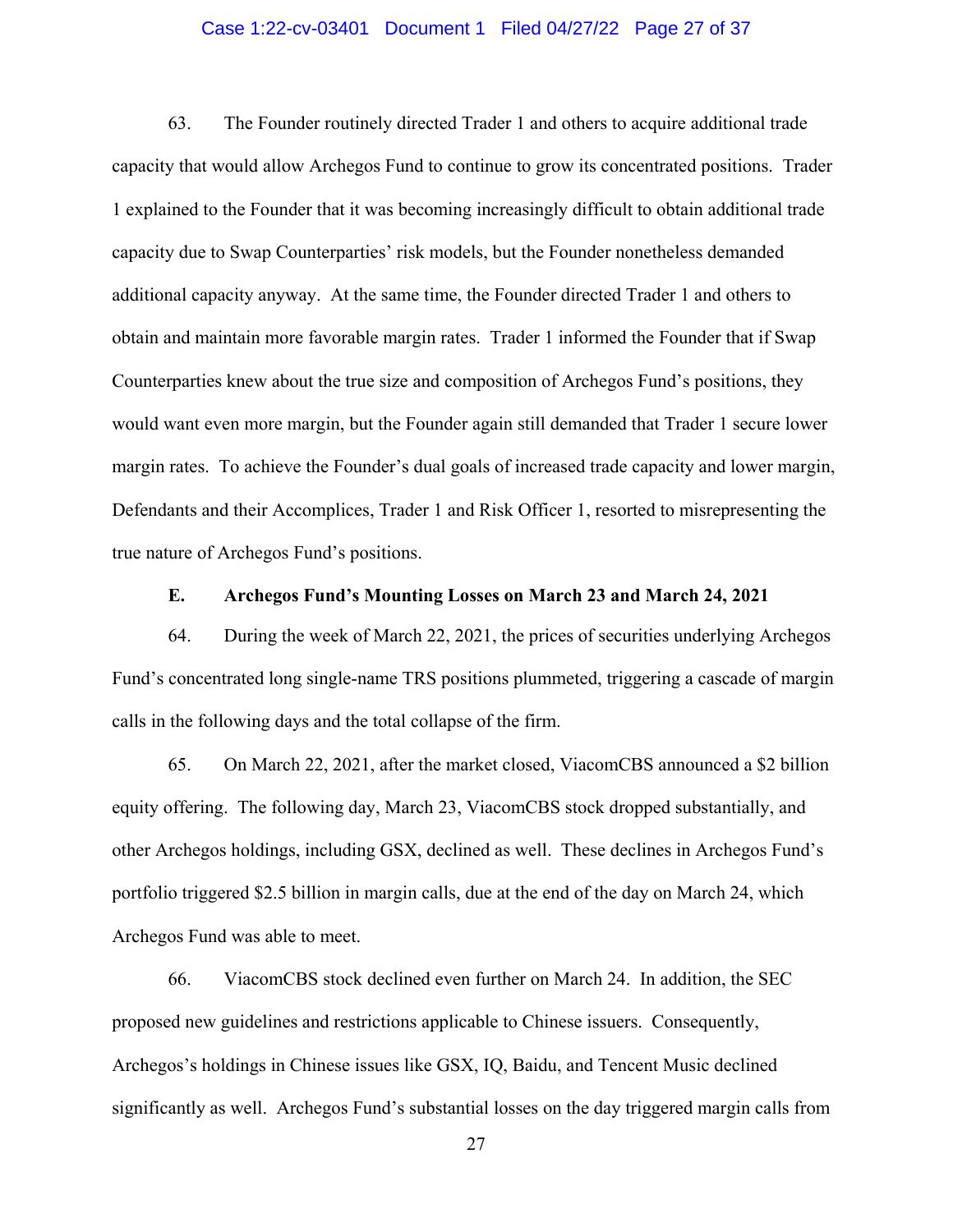63. The Founder routinely directed Trader 1 and others to acquire additional trade capacity that would allow Archegos Fund to continue to grow its concentrated positions. Trader 1 explained to the Founder that it was becoming increasingly difficult to obtain additional trade capacity due to Swap Counterparties' risk models, but the Founder nonetheless demanded additional capacity anyway. At the same time, the Founder directed Trader 1 and others to obtain and maintain more favorable margin rates. Trader 1 informed the Founder that if Swap Counterparties knew about the true size and composition of Archegos Fund's positions, they would want even more margin, but the Founder again still demanded that Trader 1 secure lower margin rates. To achieve the Founder's dual goals of increased trade capacity and lower margin, Defendants and their Accomplices, Trader 1 and Risk Officer 1, resorted to misrepresenting the true nature of Archegos Fund's positions.

### E. Archegos Fund's Mounting Losses on March 23 and March 24, 2021

64. During the week of March 22, 2021, the prices of securities underlying Archegos Fund's concentrated long single-name TRS positions plummeted, triggering a cascade of margin calls in the following days and the total collapse of the firm.

65. On March 22, 2021, after the market closed, ViacomCBS announced a $2 billion equity offering. The following day, March 23, ViacomCBS stock dropped substantially, and other Archegos holdings, including GSX, declined as well. These declines in Archegos Fund's portfolio triggered $2.5 billion in margin calls, due at the end of the day on March 24, which Archegos Fund was able to meet.

66. ViacomCBS stock declined even further on March 24. In addition, the SEC proposed new guidelines and restrictions applicable to Chinese issuers. Consequently, Archegos's holdings in Chinese issues like GSX, IQ, Baidu, and Tencent Music declined significantly as well. Archegos Fund's substantial losses on the day triggered margin calls from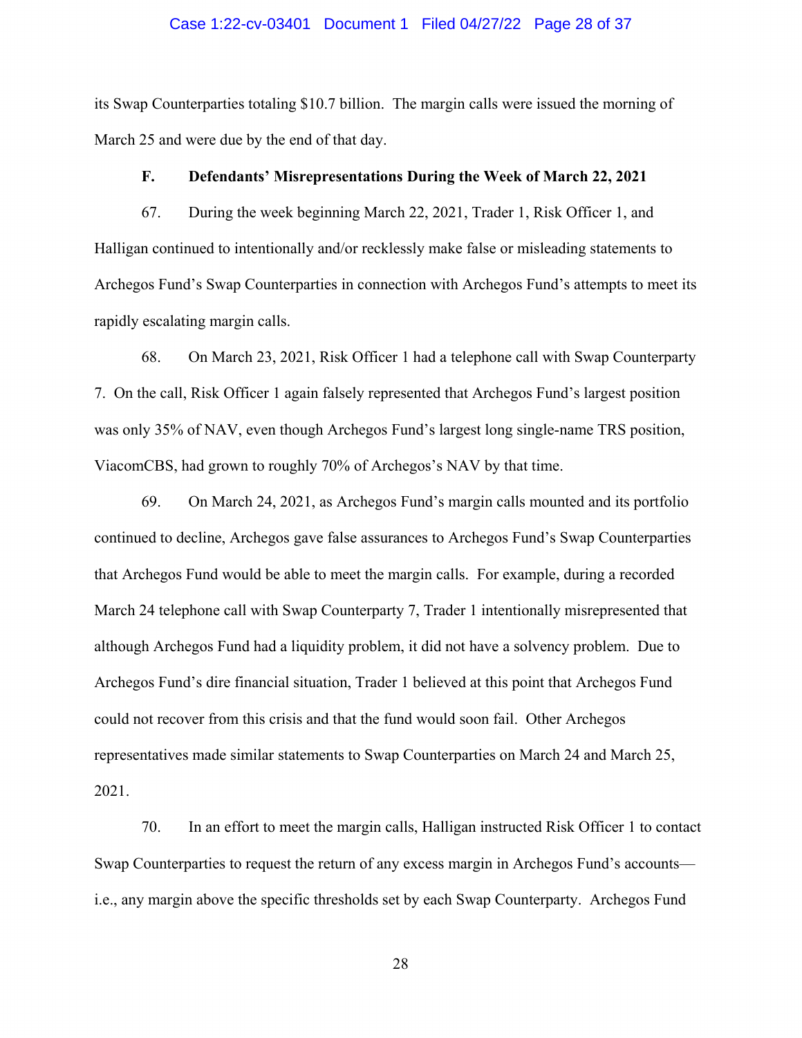its Swap Counterparties totaling $10.7 billion. The margin calls were issued the morning of March 25 and were due by the end of that day.

### F. Defendants' Misrepresentations During the Week of March 22, 2021

67. During the week beginning March 22, 2021, Trader 1, Risk Officer 1, and Halligan continued to intentionally and/or recklessly make false or misleading statements to Archegos Fund's Swap Counterparties in connection with Archegos Fund's attempts to meet its rapidly escalating margin calls.

68. On March 23, 2021, Risk Officer 1 had a telephone call with Swap Counterparty 7. On the call, Risk Officer 1 again falsely represented that Archegos Fund's largest position was only 35% of NAV, even though Archegos Fund's largest long single-name TRS position, ViacomCBS, had grown to roughly 70% of Archegos's NAV by that time.

69. On March 24, 2021, as Archegos Fund's margin calls mounted and its portfolio continued to decline, Archegos gave false assurances to Archegos Fund's Swap Counterparties that Archegos Fund would be able to meet the margin calls. For example, during a recorded March 24 telephone call with Swap Counterparty 7, Trader 1 intentionally misrepresented that although Archegos Fund had a liquidity problem, it did not have a solvency problem. Due to Archegos Fund's dire financial situation, Trader 1 believed at this point that Archegos Fund could not recover from this crisis and that the fund would soon fail. Other Archegos representatives made similar statements to Swap Counterparties on March 24 and March 25, 2021.

70. In an effort to meet the margin calls, Halligan instructed Risk Officer 1 to contact Swap Counterparties to request the return of any excess margin in Archegos Fund's accounts—i.e., any margin above the specific thresholds set by each Swap Counterparty. Archegos Fund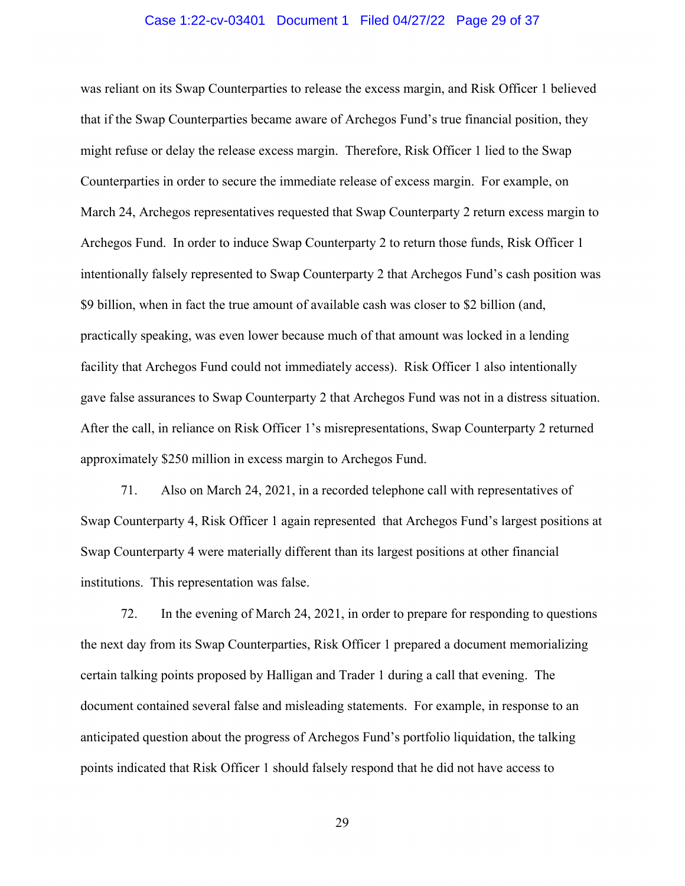was reliant on its Swap Counterparties to release the excess margin, and Risk Officer 1 believed that if the Swap Counterparties became aware of Archegos Fund's true financial position, they might refuse or delay the release excess margin. Therefore, Risk Officer 1 lied to the Swap Counterparties in order to secure the immediate release of excess margin. For example, on March 24, Archegos representatives requested that Swap Counterparty 2 return excess margin to Archegos Fund. In order to induce Swap Counterparty 2 to return those funds, Risk Officer 1 intentionally falsely represented to Swap Counterparty 2 that Archegos Fund's cash position was $9 billion, when in fact the true amount of available cash was closer to $2 billion (and, practically speaking, was even lower because much of that amount was locked in a lending facility that Archegos Fund could not immediately access). Risk Officer 1 also intentionally gave false assurances to Swap Counterparty 2 that Archegos Fund was not in a distress situation. After the call, in reliance on Risk Officer 1's misrepresentations, Swap Counterparty 2 returned approximately $250 million in excess margin to Archegos Fund.

71. Also on March 24, 2021, in a recorded telephone call with representatives of Swap Counterparty 4, Risk Officer 1 again represented that Archegos Fund's largest positions at Swap Counterparty 4 were materially different than its largest positions at other financial institutions. This representation was false.

72. In the evening of March 24, 2021, in order to prepare for responding to questions the next day from its Swap Counterparties, Risk Officer 1 prepared a document memorializing certain talking points proposed by Halligan and Trader 1 during a call that evening. The document contained several false and misleading statements. For example, in response to an anticipated question about the progress of Archegos Fund's portfolio liquidation, the talking points indicated that Risk Officer 1 should falsely respond that he did not have access to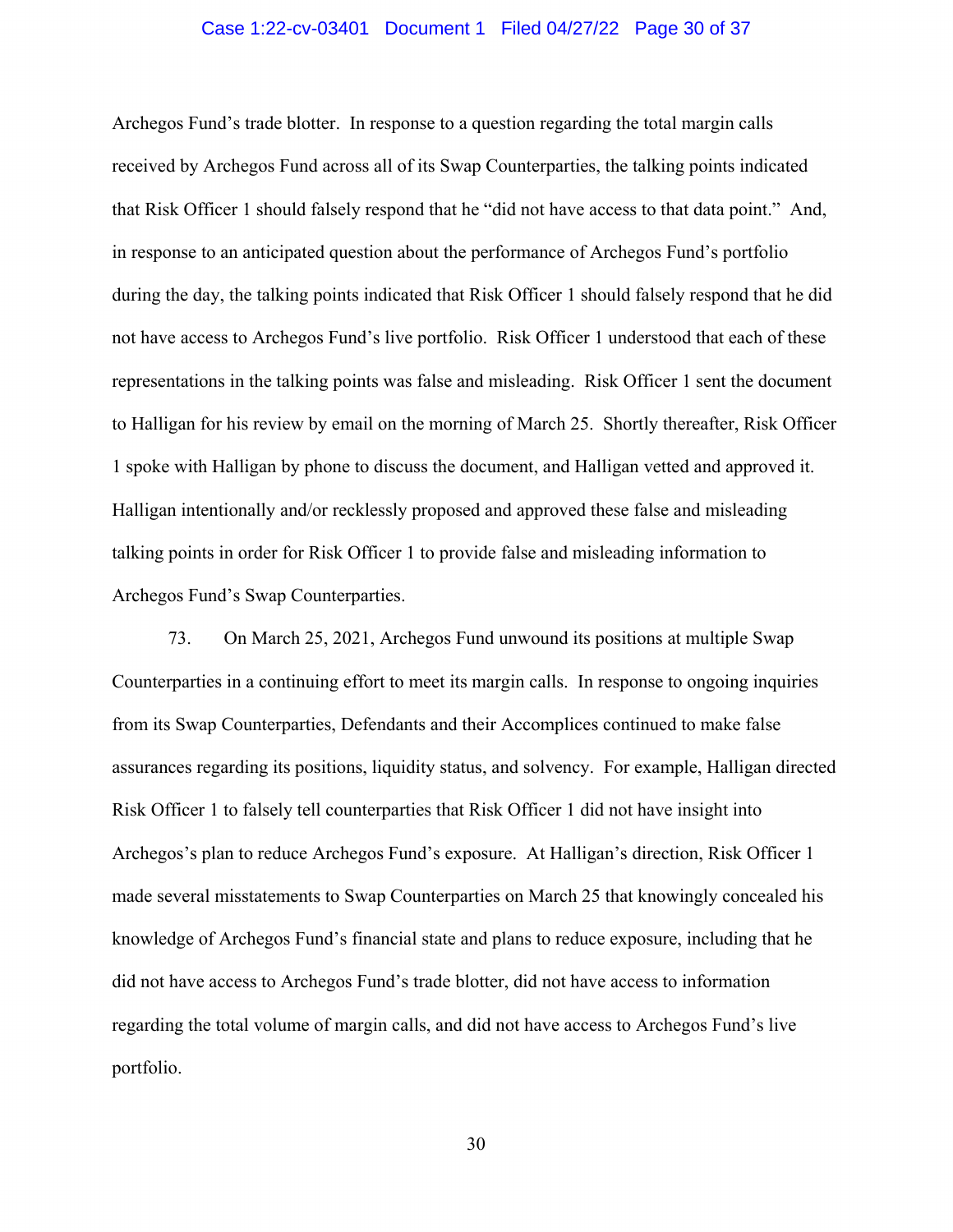Archegos Fund's trade blotter. In response to a question regarding the total margin calls received by Archegos Fund across all of its Swap Counterparties, the talking points indicated that Risk Officer 1 should falsely respond that he "did not have access to that data point." And, in response to an anticipated question about the performance of Archegos Fund's portfolio during the day, the talking points indicated that Risk Officer 1 should falsely respond that he did not have access to Archegos Fund's live portfolio. Risk Officer 1 understood that each of these representations in the talking points was false and misleading. Risk Officer 1 sent the document to Halligan for his review by email on the morning of March 25. Shortly thereafter, Risk Officer 1 spoke with Halligan by phone to discuss the document, and Halligan vetted and approved it. Halligan intentionally and/or recklessly proposed and approved these false and misleading talking points in order for Risk Officer 1 to provide false and misleading information to Archegos Fund's Swap Counterparties.

73. On March 25, 2021, Archegos Fund unwound its positions at multiple Swap Counterparties in a continuing effort to meet its margin calls. In response to ongoing inquiries from its Swap Counterparties, Defendants and their Accomplices continued to make false assurances regarding its positions, liquidity status, and solvency. For example, Halligan directed Risk Officer 1 to falsely tell counterparties that Risk Officer 1 did not have insight into Archegos's plan to reduce Archegos Fund's exposure. At Halligan's direction, Risk Officer 1 made several misstatements to Swap Counterparties on March 25 that knowingly concealed his knowledge of Archegos Fund's financial state and plans to reduce exposure, including that he did not have access to Archegos Fund's trade blotter, did not have access to information regarding the total volume of margin calls, and did not have access to Archegos Fund's live portfolio.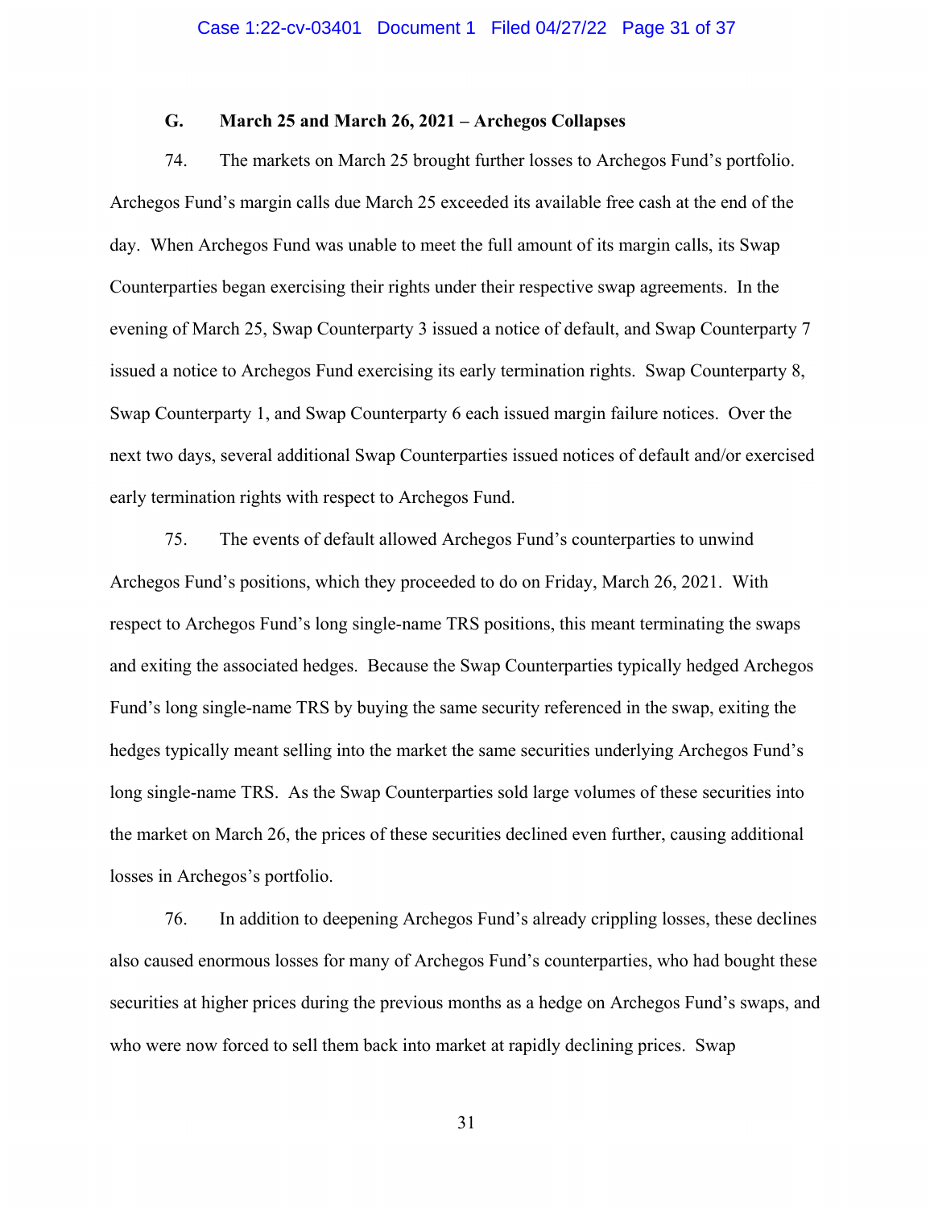### G. March 25 and March 26, 2021 – Archegos Collapses

74. The markets on March 25 brought further losses to Archegos Fund's portfolio. Archegos Fund's margin calls due March 25 exceeded its available free cash at the end of the day. When Archegos Fund was unable to meet the full amount of its margin calls, its Swap Counterparties began exercising their rights under their respective swap agreements. In the evening of March 25, Swap Counterparty 3 issued a notice of default, and Swap Counterparty 7 issued a notice to Archegos Fund exercising its early termination rights. Swap Counterparty 8, Swap Counterparty 1, and Swap Counterparty 6 each issued margin failure notices. Over the next two days, several additional Swap Counterparties issued notices of default and/or exercised early termination rights with respect to Archegos Fund.

75. The events of default allowed Archegos Fund's counterparties to unwind Archegos Fund's positions, which they proceeded to do on Friday, March 26, 2021. With respect to Archegos Fund's long single-name TRS positions, this meant terminating the swaps and exiting the associated hedges. Because the Swap Counterparties typically hedged Archegos Fund's long single-name TRS by buying the same security referenced in the swap, exiting the hedges typically meant selling into the market the same securities underlying Archegos Fund's long single-name TRS. As the Swap Counterparties sold large volumes of these securities into the market on March 26, the prices of these securities declined even further, causing additional losses in Archegos's portfolio.

76. In addition to deepening Archegos Fund's already crippling losses, these declines also caused enormous losses for many of Archegos Fund's counterparties, who had bought these securities at higher prices during the previous months as a hedge on Archegos Fund's swaps, and who were now forced to sell them back into market at rapidly declining prices. Swap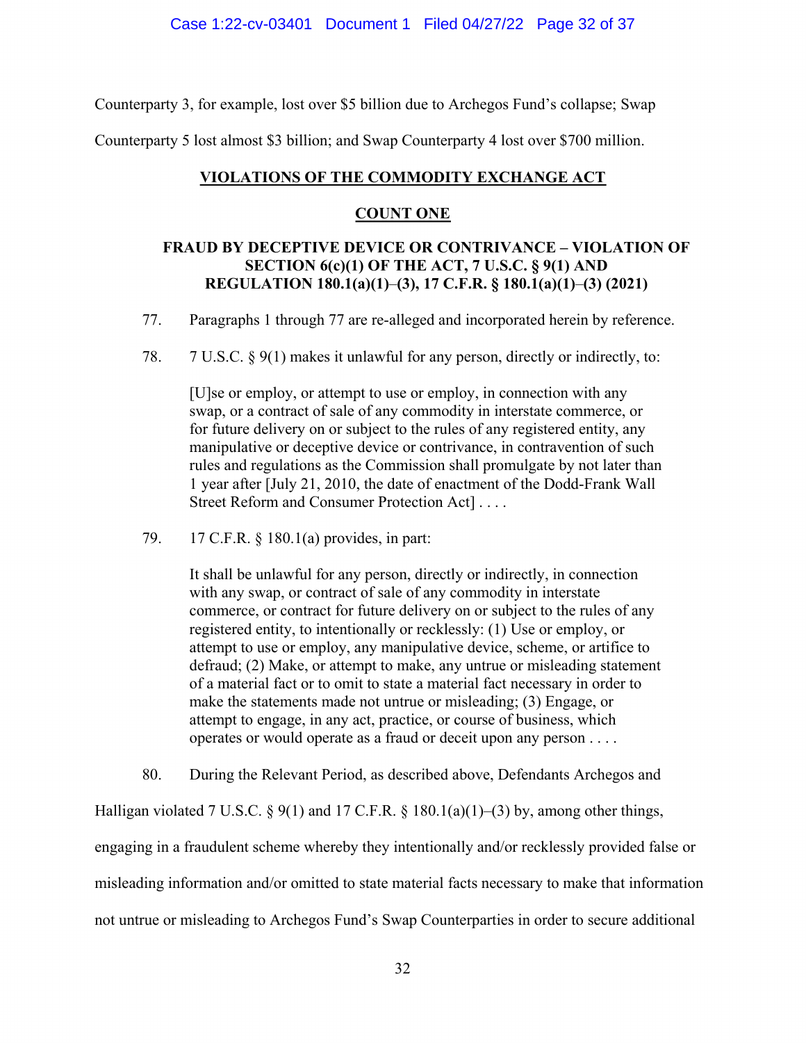Counterparty 3, for example, lost over $5 billion due to Archegos Fund's collapse; Swap Counterparty 5 lost almost $3 billion; and Swap Counterparty 4 lost over $700 million.

## VIOLATIONS OF THE COMMODITY EXCHANGE ACT

## COUNT ONE

### FRAUD BY DECEPTIVE DEVICE OR CONTRIVANCE – VIOLATION OF SECTION 6(c)(1) OF THE ACT, 7 U.S.C. § 9(1) AND REGULATION 180.1(a)(1)–(3), 17 C.F.R. § 180.1(a)(1)–(3) (2021)

77. Paragraphs 1 through 77 are re-alleged and incorporated herein by reference.

78. 7 U.S.C. § 9(1) makes it unlawful for any person, directly or indirectly, to:

> [U]se or employ, or attempt to use or employ, in connection with any swap, or a contract of sale of any commodity in interstate commerce, or for future delivery on or subject to the rules of any registered entity, any manipulative or deceptive device or contrivance, in contravention of such rules and regulations as the Commission shall promulgate by not later than 1 year after [July 21, 2010, the date of enactment of the Dodd-Frank Wall Street Reform and Consumer Protection Act] . . . .

79. 17 C.F.R. § 180.1(a) provides, in part:

> It shall be unlawful for any person, directly or indirectly, in connection with any swap, or contract of sale of any commodity in interstate commerce, or contract for future delivery on or subject to the rules of any registered entity, to intentionally or recklessly: (1) Use or employ, or attempt to use or employ, any manipulative device, scheme, or artifice to defraud; (2) Make, or attempt to make, any untrue or misleading statement of a material fact or to omit to state a material fact necessary in order to make the statements made not untrue or misleading; (3) Engage, or attempt to engage, in any act, practice, or course of business, which operates or would operate as a fraud or deceit upon any person . . . .

80. During the Relevant Period, as described above, Defendants Archegos and Halligan violated 7 U.S.C. § 9(1) and 17 C.F.R. § 180.1(a)(1)–(3) by, among other things, engaging in a fraudulent scheme whereby they intentionally and/or recklessly provided false or misleading information and/or omitted to state material facts necessary to make that information not untrue or misleading to Archegos Fund's Swap Counterparties in order to secure additional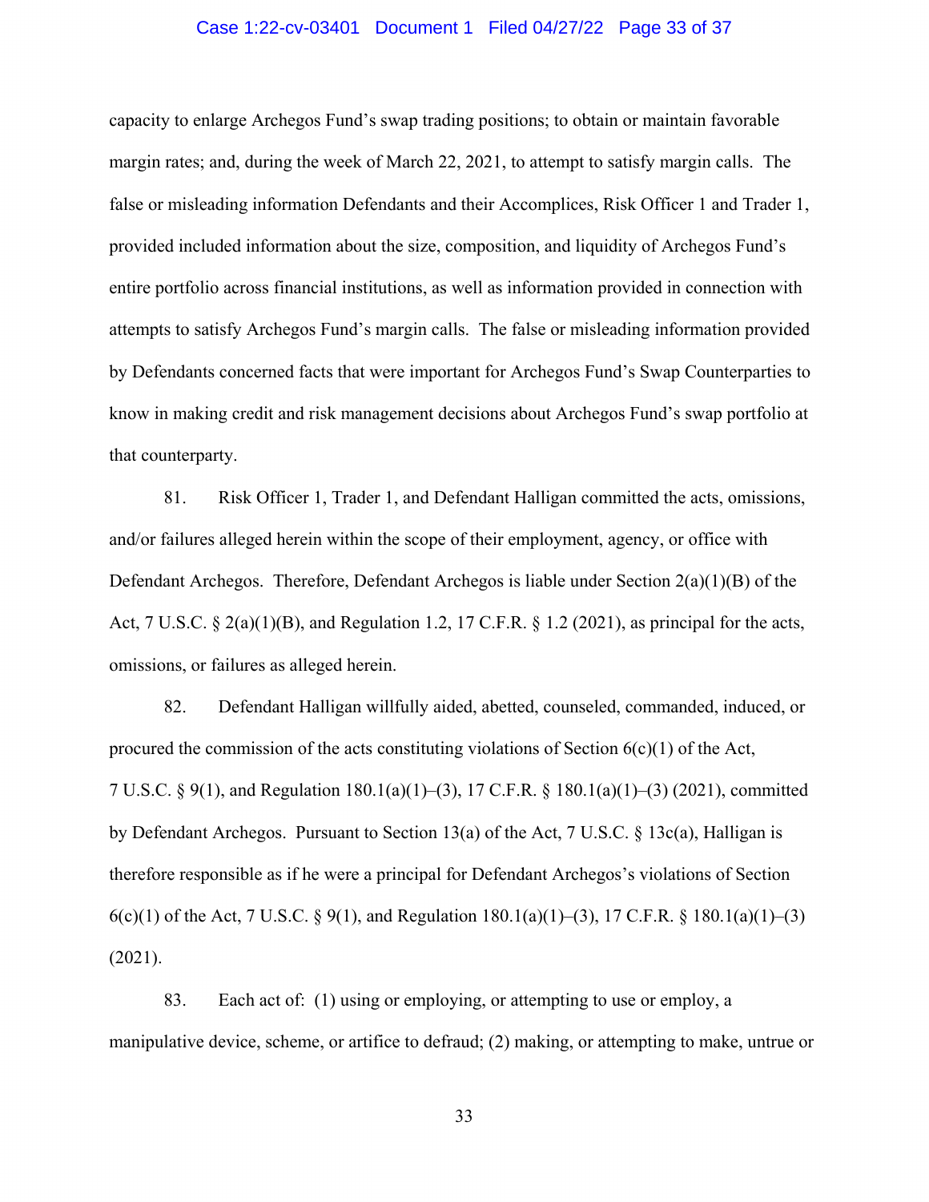capacity to enlarge Archegos Fund's swap trading positions; to obtain or maintain favorable margin rates; and, during the week of March 22, 2021, to attempt to satisfy margin calls. The false or misleading information Defendants and their Accomplices, Risk Officer 1 and Trader 1, provided included information about the size, composition, and liquidity of Archegos Fund's entire portfolio across financial institutions, as well as information provided in connection with attempts to satisfy Archegos Fund's margin calls. The false or misleading information provided by Defendants concerned facts that were important for Archegos Fund's Swap Counterparties to know in making credit and risk management decisions about Archegos Fund's swap portfolio at that counterparty.

81. Risk Officer 1, Trader 1, and Defendant Halligan committed the acts, omissions, and/or failures alleged herein within the scope of their employment, agency, or office with Defendant Archegos. Therefore, Defendant Archegos is liable under Section 2(a)(1)(B) of the Act, 7 U.S.C. § 2(a)(1)(B), and Regulation 1.2, 17 C.F.R. § 1.2 (2021), as principal for the acts, omissions, or failures as alleged herein.

82. Defendant Halligan willfully aided, abetted, counseled, commanded, induced, or procured the commission of the acts constituting violations of Section 6(c)(1) of the Act, 7 U.S.C. § 9(1), and Regulation 180.1(a)(1)–(3), 17 C.F.R. § 180.1(a)(1)–(3) (2021), committed by Defendant Archegos. Pursuant to Section 13(a) of the Act, 7 U.S.C. § 13c(a), Halligan is therefore responsible as if he were a principal for Defendant Archegos's violations of Section 6(c)(1) of the Act, 7 U.S.C. § 9(1), and Regulation 180.1(a)(1)–(3), 17 C.F.R. § 180.1(a)(1)–(3) (2021).

83. Each act of: (1) using or employing, or attempting to use or employ, a manipulative device, scheme, or artifice to defraud; (2) making, or attempting to make, untrue or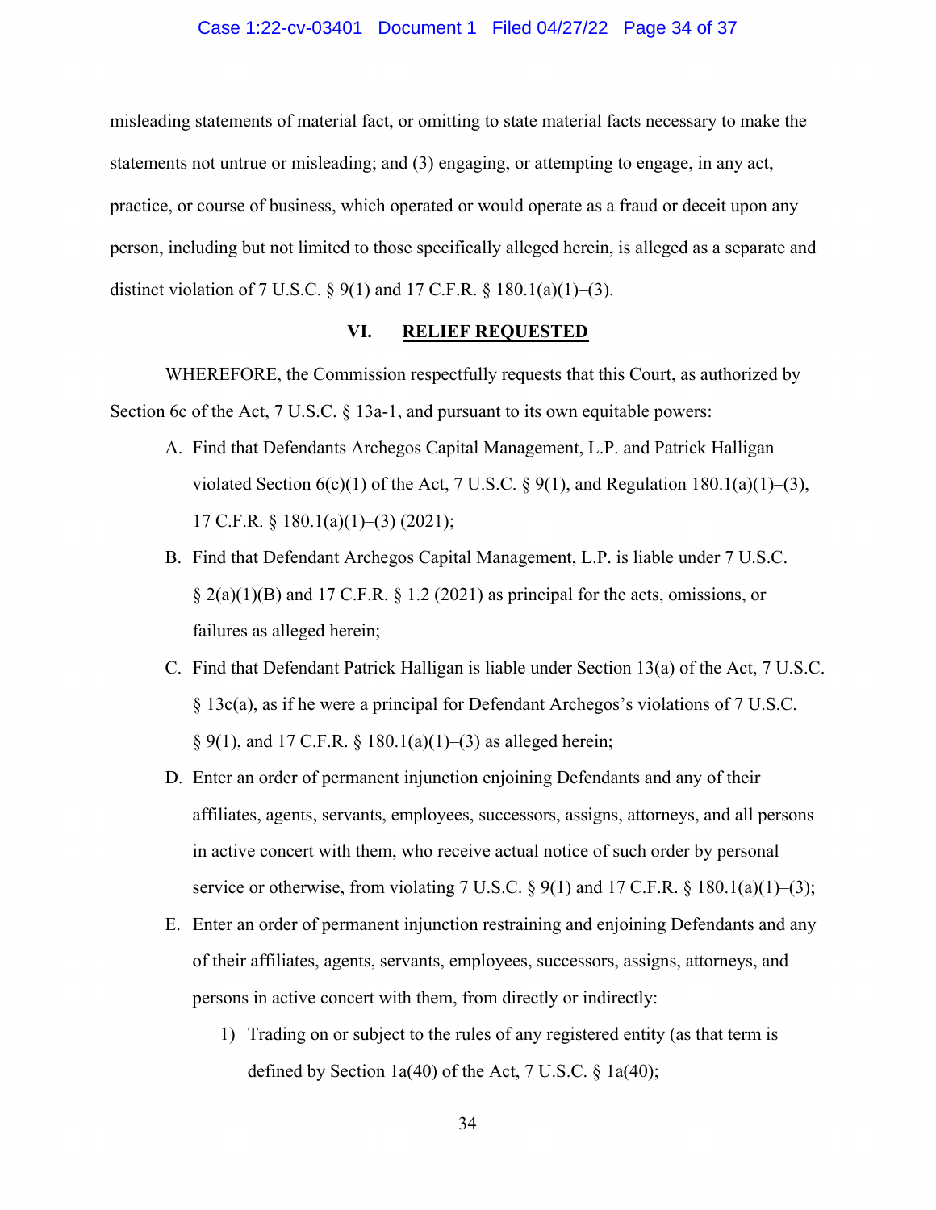misleading statements of material fact, or omitting to state material facts necessary to make the statements not untrue or misleading; and (3) engaging, or attempting to engage, in any act, practice, or course of business, which operated or would operate as a fraud or deceit upon any person, including but not limited to those specifically alleged herein, is alleged as a separate and distinct violation of 7 U.S.C. § 9(1) and 17 C.F.R. § 180.1(a)(1)–(3).

## VI. RELIEF REQUESTED

WHEREFORE, the Commission respectfully requests that this Court, as authorized by Section 6c of the Act, 7 U.S.C. § 13a-1, and pursuant to its own equitable powers:

A. Find that Defendants Archegos Capital Management, L.P. and Patrick Halligan violated Section 6(c)(1) of the Act, 7 U.S.C. § 9(1), and Regulation 180.1(a)(1)–(3), 17 C.F.R. § 180.1(a)(1)–(3) (2021);

B. Find that Defendant Archegos Capital Management, L.P. is liable under 7 U.S.C. § 2(a)(1)(B) and 17 C.F.R. § 1.2 (2021) as principal for the acts, omissions, or failures as alleged herein;

C. Find that Defendant Patrick Halligan is liable under Section 13(a) of the Act, 7 U.S.C. § 13c(a), as if he were a principal for Defendant Archegos's violations of 7 U.S.C. § 9(1), and 17 C.F.R. § 180.1(a)(1)–(3) as alleged herein;

D. Enter an order of permanent injunction enjoining Defendants and any of their affiliates, agents, servants, employees, successors, assigns, attorneys, and all persons in active concert with them, who receive actual notice of such order by personal service or otherwise, from violating 7 U.S.C. § 9(1) and 17 C.F.R. § 180.1(a)(1)–(3);

E. Enter an order of permanent injunction restraining and enjoining Defendants and any of their affiliates, agents, servants, employees, successors, assigns, attorneys, and persons in active concert with them, from directly or indirectly:

   1) Trading on or subject to the rules of any registered entity (as that term is defined by Section 1a(40) of the Act, 7 U.S.C. § 1a(40);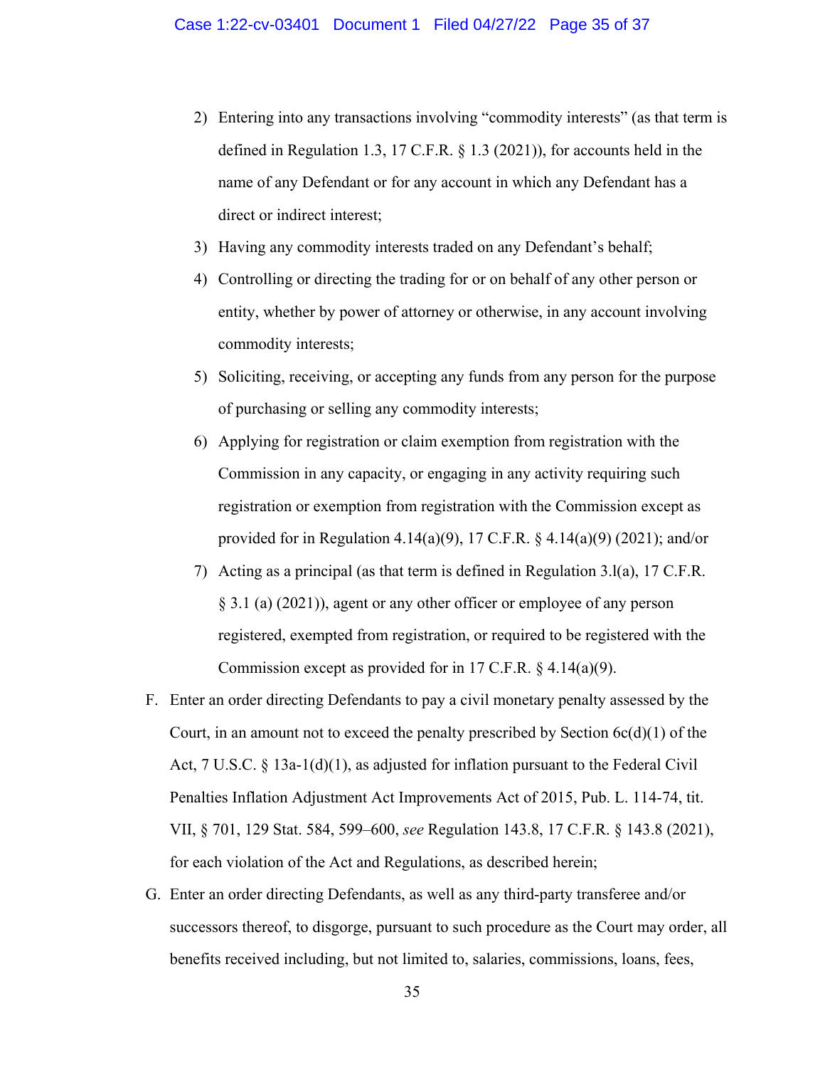2) Entering into any transactions involving "commodity interests" (as that term is defined in Regulation 1.3, 17 C.F.R. § 1.3 (2021)), for accounts held in the name of any Defendant or for any account in which any Defendant has a direct or indirect interest;

3) Having any commodity interests traded on any Defendant's behalf;

4) Controlling or directing the trading for or on behalf of any other person or entity, whether by power of attorney or otherwise, in any account involving commodity interests;

5) Soliciting, receiving, or accepting any funds from any person for the purpose of purchasing or selling any commodity interests;

6) Applying for registration or claim exemption from registration with the Commission in any capacity, or engaging in any activity requiring such registration or exemption from registration with the Commission except as provided for in Regulation 4.14(a)(9), 17 C.F.R. § 4.14(a)(9) (2021); and/or

7) Acting as a principal (as that term is defined in Regulation 3.l(a), 17 C.F.R. § 3.1 (a) (2021)), agent or any other officer or employee of any person registered, exempted from registration, or required to be registered with the Commission except as provided for in 17 C.F.R. § 4.14(a)(9).

F. Enter an order directing Defendants to pay a civil monetary penalty assessed by the Court, in an amount not to exceed the penalty prescribed by Section 6c(d)(1) of the Act, 7 U.S.C. § 13a-1(d)(1), as adjusted for inflation pursuant to the Federal Civil Penalties Inflation Adjustment Act Improvements Act of 2015, Pub. L. 114-74, tit. VII, § 701, 129 Stat. 584, 599–600, *see* Regulation 143.8, 17 C.F.R. § 143.8 (2021), for each violation of the Act and Regulations, as described herein;

G. Enter an order directing Defendants, as well as any third-party transferee and/or successors thereof, to disgorge, pursuant to such procedure as the Court may order, all benefits received including, but not limited to, salaries, commissions, loans, fees,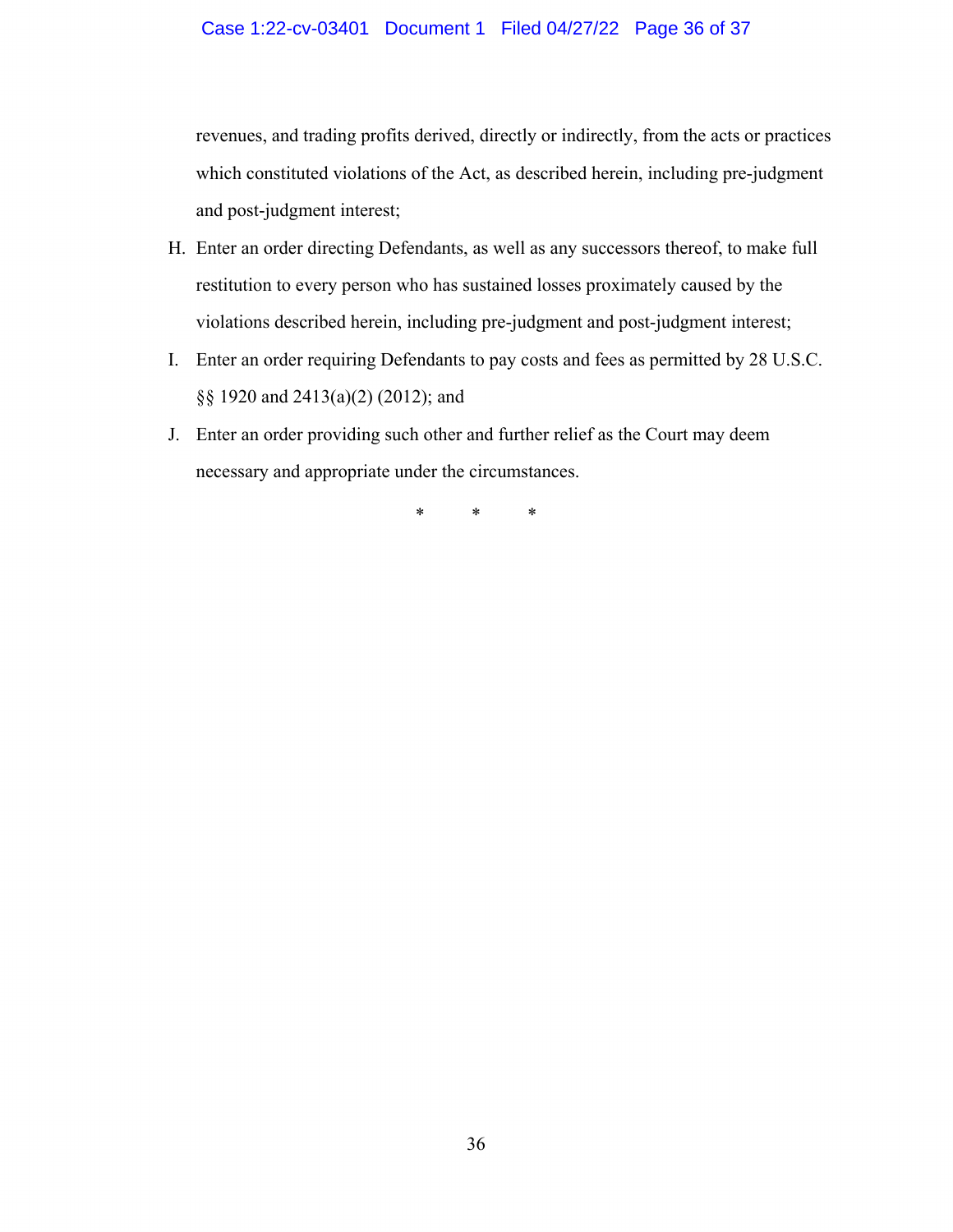revenues, and trading profits derived, directly or indirectly, from the acts or practices which constituted violations of the Act, as described herein, including pre-judgment and post-judgment interest;

H. Enter an order directing Defendants, as well as any successors thereof, to make full restitution to every person who has sustained losses proximately caused by the violations described herein, including pre-judgment and post-judgment interest;

I. Enter an order requiring Defendants to pay costs and fees as permitted by 28 U.S.C. §§ 1920 and 2413(a)(2) (2012); and

J. Enter an order providing such other and further relief as the Court may deem necessary and appropriate under the circumstances.

\* \* \*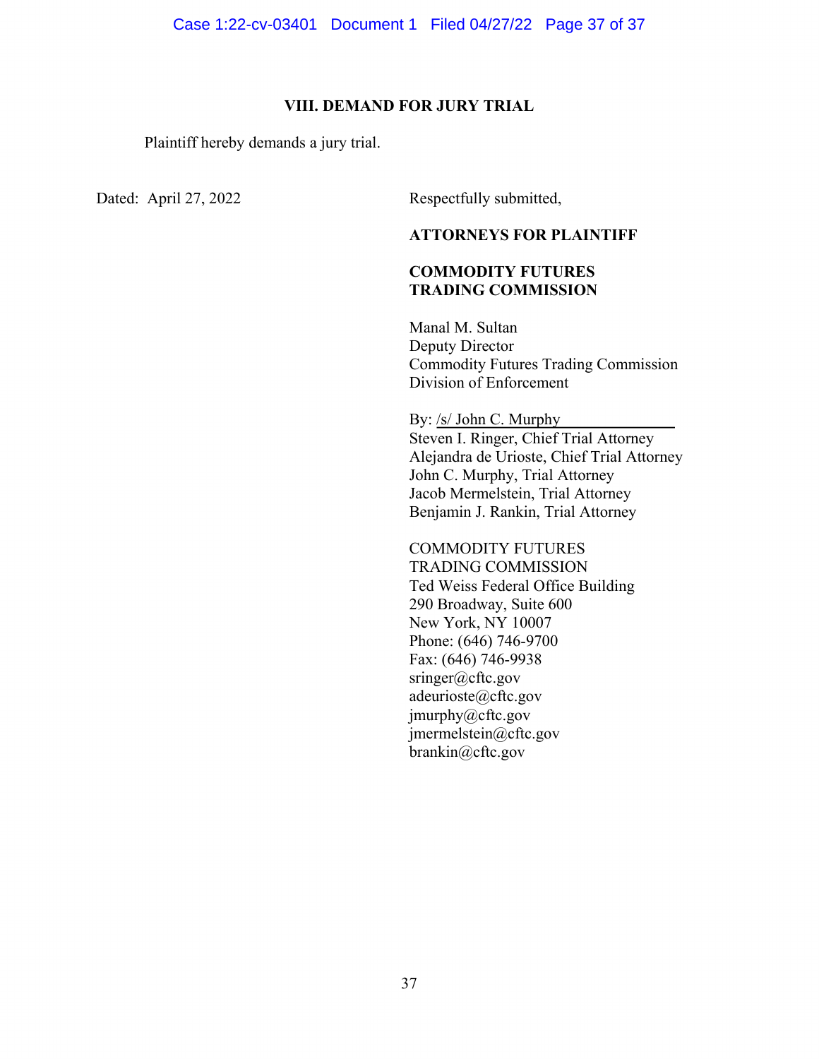## VIII. DEMAND FOR JURY TRIAL

Plaintiff hereby demands a jury trial.

Dated: April 27, 2022

Respectfully submitted,

**ATTORNEYS FOR PLAINTIFF**

**COMMODITY FUTURES TRADING COMMISSION**

Manal M. Sultan
Deputy Director
Commodity Futures Trading Commission
Division of Enforcement

By: /s/ John C. Murphy
Steven I. Ringer, Chief Trial Attorney
Alejandra de Urioste, Chief Trial Attorney
John C. Murphy, Trial Attorney
Jacob Mermelstein, Trial Attorney
Benjamin J. Rankin, Trial Attorney

COMMODITY FUTURES
TRADING COMMISSION
Ted Weiss Federal Office Building
290 Broadway, Suite 600
New York, NY 10007
Phone: (646) 746-9700
Fax: (646) 746-9938
sringer@cftc.gov
adeurioste@cftc.gov
jmurphy@cftc.gov
jmermelstein@cftc.gov
brankin@cftc.gov